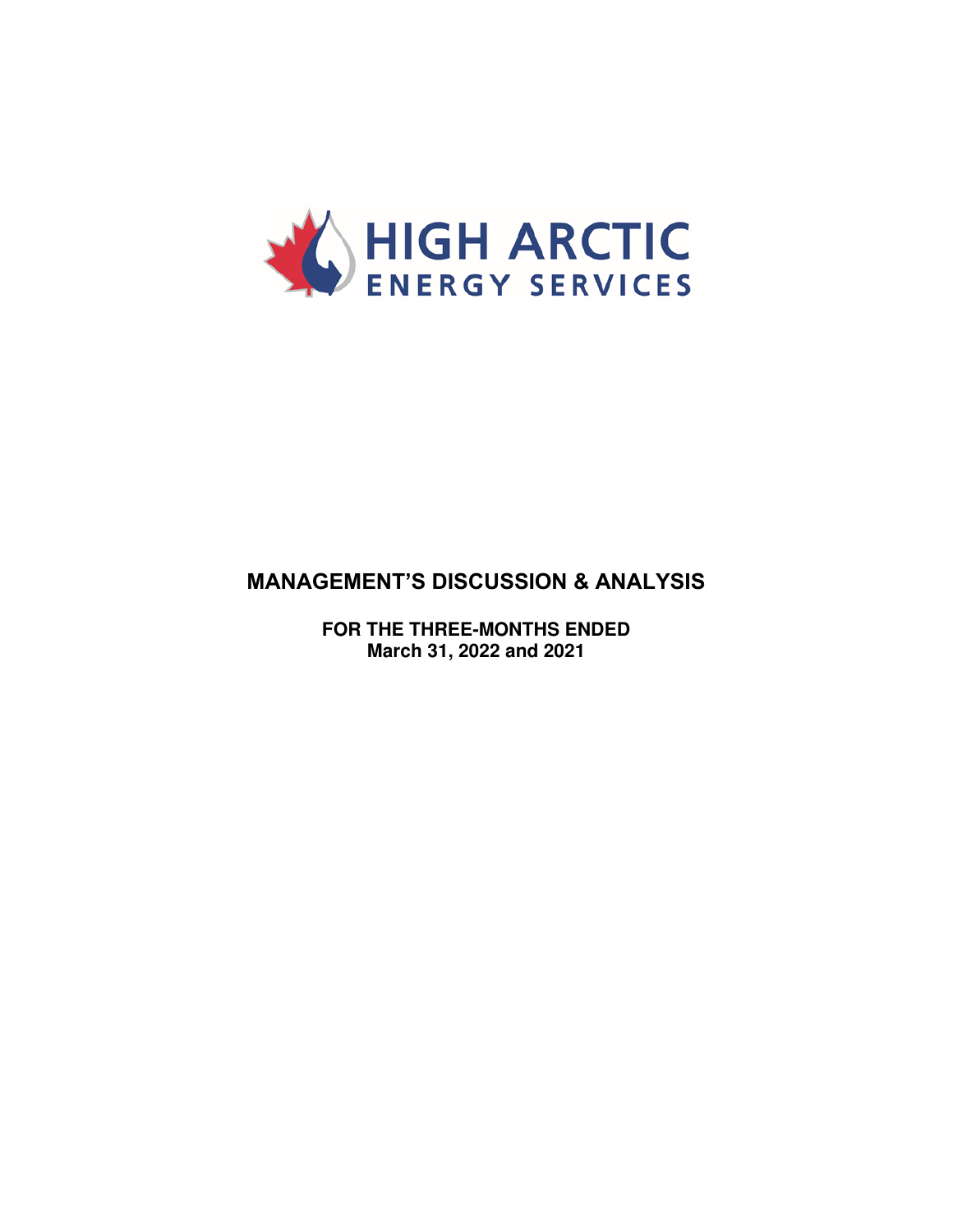HIGH ARCTIC ENERGY SERVICES

# MANAGEMENT'S DISCUSSION & ANALYSIS

**FOR THE THREE-MONTHS ENDED**
**March 31, 2022 and 2021**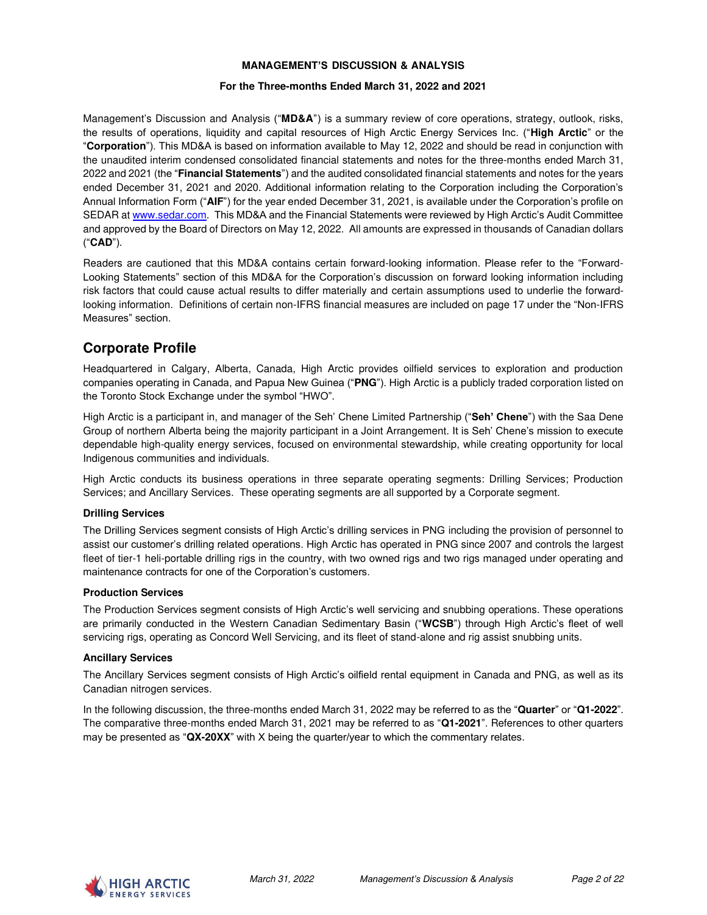**MANAGEMENT'S DISCUSSION & ANALYSIS**

**For the Three-months Ended March 31, 2022 and 2021**

Management's Discussion and Analysis ("**MD&A**") is a summary review of core operations, strategy, outlook, risks, the results of operations, liquidity and capital resources of High Arctic Energy Services Inc. ("**High Arctic**" or the "**Corporation**"). This MD&A is based on information available to May 12, 2022 and should be read in conjunction with the unaudited interim condensed consolidated financial statements and notes for the three-months ended March 31, 2022 and 2021 (the "**Financial Statements**") and the audited consolidated financial statements and notes for the years ended December 31, 2021 and 2020. Additional information relating to the Corporation including the Corporation's Annual Information Form ("**AIF**") for the year ended December 31, 2021, is available under the Corporation's profile on SEDAR at www.sedar.com. This MD&A and the Financial Statements were reviewed by High Arctic's Audit Committee and approved by the Board of Directors on May 12, 2022. All amounts are expressed in thousands of Canadian dollars ("**CAD**").

Readers are cautioned that this MD&A contains certain forward-looking information. Please refer to the "Forward-Looking Statements" section of this MD&A for the Corporation's discussion on forward looking information including risk factors that could cause actual results to differ materially and certain assumptions used to underlie the forward-looking information. Definitions of certain non-IFRS financial measures are included on page 17 under the "Non-IFRS Measures" section.

## Corporate Profile

Headquartered in Calgary, Alberta, Canada, High Arctic provides oilfield services to exploration and production companies operating in Canada, and Papua New Guinea ("**PNG**"). High Arctic is a publicly traded corporation listed on the Toronto Stock Exchange under the symbol "HWO".

High Arctic is a participant in, and manager of the Seh' Chene Limited Partnership ("**Seh' Chene**") with the Saa Dene Group of northern Alberta being the majority participant in a Joint Arrangement. It is Seh' Chene's mission to execute dependable high-quality energy services, focused on environmental stewardship, while creating opportunity for local Indigenous communities and individuals.

High Arctic conducts its business operations in three separate operating segments: Drilling Services; Production Services; and Ancillary Services. These operating segments are all supported by a Corporate segment.

**Drilling Services**

The Drilling Services segment consists of High Arctic's drilling services in PNG including the provision of personnel to assist our customer's drilling related operations. High Arctic has operated in PNG since 2007 and controls the largest fleet of tier-1 heli-portable drilling rigs in the country, with two owned rigs and two rigs managed under operating and maintenance contracts for one of the Corporation's customers.

**Production Services**

The Production Services segment consists of High Arctic's well servicing and snubbing operations. These operations are primarily conducted in the Western Canadian Sedimentary Basin ("**WCSB**") through High Arctic's fleet of well servicing rigs, operating as Concord Well Servicing, and its fleet of stand-alone and rig assist snubbing units.

**Ancillary Services**

The Ancillary Services segment consists of High Arctic's oilfield rental equipment in Canada and PNG, as well as its Canadian nitrogen services.

In the following discussion, the three-months ended March 31, 2022 may be referred to as the "**Quarter**" or "**Q1-2022**". The comparative three-months ended March 31, 2021 may be referred to as "**Q1-2021**". References to other quarters may be presented as "**QX-20XX**" with X being the quarter/year to which the commentary relates.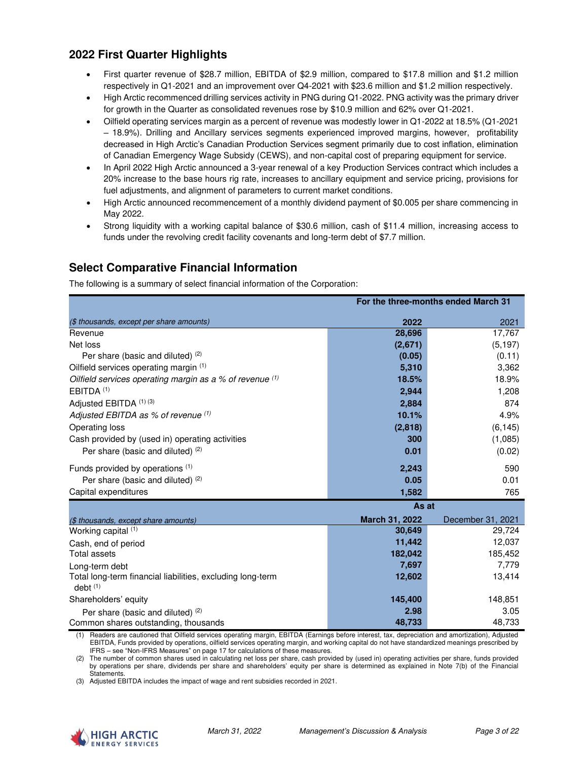## 2022 First Quarter Highlights

- First quarter revenue of $28.7 million, EBITDA of $2.9 million, compared to $17.8 million and $1.2 million respectively in Q1-2021 and an improvement over Q4-2021 with $23.6 million and $1.2 million respectively.
- High Arctic recommenced drilling services activity in PNG during Q1-2022. PNG activity was the primary driver for growth in the Quarter as consolidated revenues rose by $10.9 million and 62% over Q1-2021.
- Oilfield operating services margin as a percent of revenue was modestly lower in Q1-2022 at 18.5% (Q1-2021 – 18.9%). Drilling and Ancillary services segments experienced improved margins, however, profitability decreased in High Arctic's Canadian Production Services segment primarily due to cost inflation, elimination of Canadian Emergency Wage Subsidy (CEWS), and non-capital cost of preparing equipment for service.
- In April 2022 High Arctic announced a 3-year renewal of a key Production Services contract which includes a 20% increase to the base hours rig rate, increases to ancillary equipment and service pricing, provisions for fuel adjustments, and alignment of parameters to current market conditions.
- High Arctic announced recommencement of a monthly dividend payment of $0.005 per share commencing in May 2022.
- Strong liquidity with a working capital balance of $30.6 million, cash of $11.4 million, increasing access to funds under the revolving credit facility covenants and long-term debt of $7.7 million.

## Select Comparative Financial Information

The following is a summary of select financial information of the Corporation:

| | For the three-months ended March 31 | |
|---|---|---|
| *($ thousands, except per share amounts)* | **2022** | 2021 |
| Revenue | **28,696** | 17,767 |
| Net loss | **(2,671)** | (5,197) |
| Per share (basic and diluted) (2) | **(0.05)** | (0.11) |
| Oilfield services operating margin (1) | **5,310** | 3,362 |
| *Oilfield services operating margin as a % of revenue (1)* | **18.5%** | 18.9% |
| EBITDA (1) | **2,944** | 1,208 |
| Adjusted EBITDA (1) (3) | **2,884** | 874 |
| *Adjusted EBITDA as % of revenue (1)* | **10.1%** | 4.9% |
| Operating loss | **(2,818)** | (6,145) |
| Cash provided by (used in) operating activities | **300** | (1,085) |
| Per share (basic and diluted) (2) | **0.01** | (0.02) |
| Funds provided by operations (1) | **2,243** | 590 |
| Per share (basic and diluted) (2) | **0.05** | 0.01 |
| Capital expenditures | **1,582** | 765 |

| | As at | |
|---|---|---|
| *($ thousands, except share amounts)* | **March 31, 2022** | December 31, 2021 |
| Working capital (1) | **30,649** | 29,724 |
| Cash, end of period | **11,442** | 12,037 |
| Total assets | **182,042** | 185,452 |
| Long-term debt | **7,697** | 7,779 |
| Total long-term financial liabilities, excluding long-term debt (1) | **12,602** | 13,414 |
| Shareholders' equity | **145,400** | 148,851 |
| Per share (basic and diluted) (2) | **2.98** | 3.05 |
| Common shares outstanding, thousands | **48,733** | 48,733 |

(1) Readers are cautioned that Oilfield services operating margin, EBITDA (Earnings before interest, tax, depreciation and amortization), Adjusted EBITDA, Funds provided by operations, oilfield services operating margin, and working capital do not have standardized meanings prescribed by IFRS – see "Non-IFRS Measures" on page 17 for calculations of these measures.

(2) The number of common shares used in calculating net loss per share, cash provided by (used in) operating activities per share, funds provided by operations per share, dividends per share and shareholders' equity per share is determined as explained in Note 7(b) of the Financial Statements.

(3) Adjusted EBITDA includes the impact of wage and rent subsidies recorded in 2021.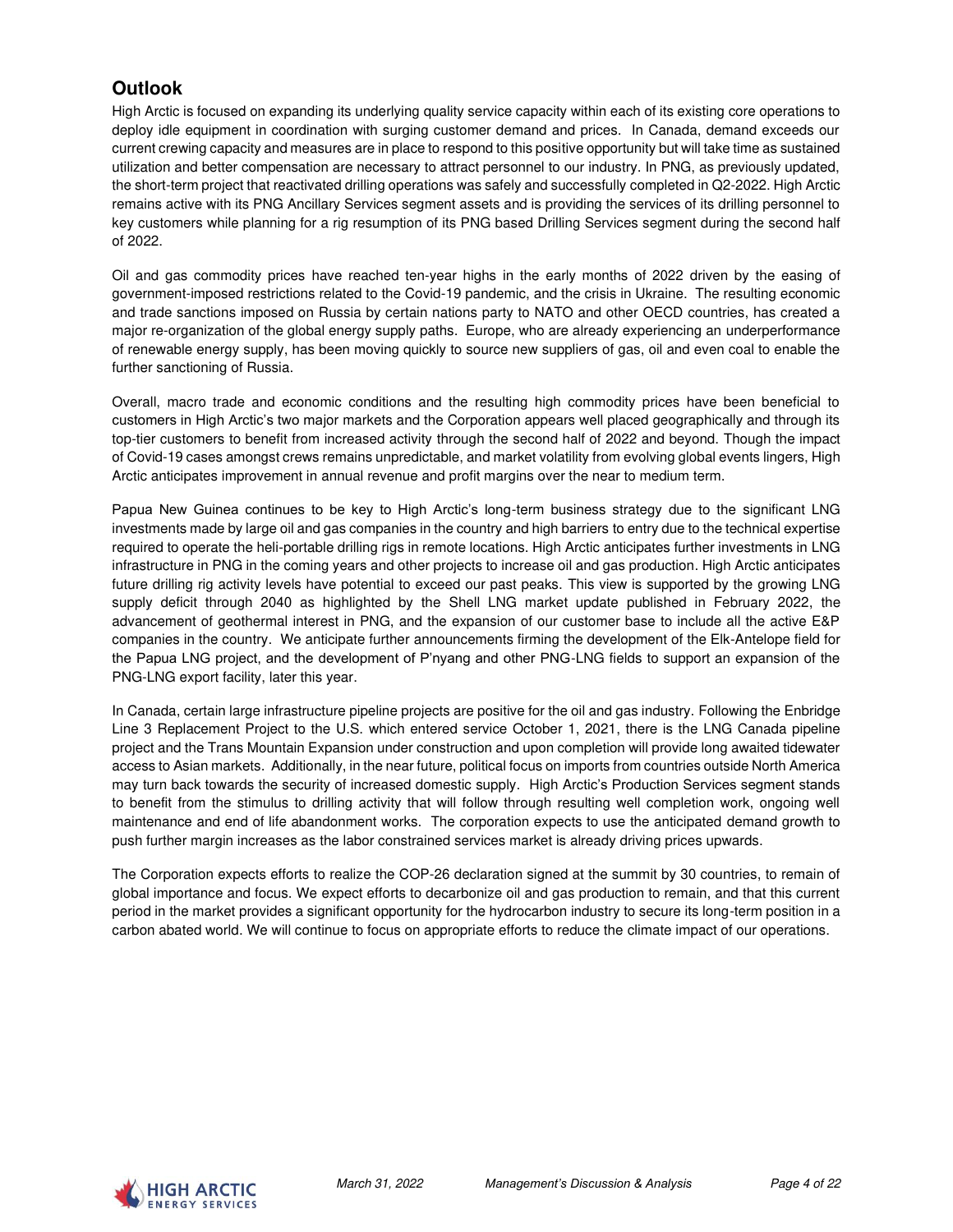## Outlook

High Arctic is focused on expanding its underlying quality service capacity within each of its existing core operations to deploy idle equipment in coordination with surging customer demand and prices. In Canada, demand exceeds our current crewing capacity and measures are in place to respond to this positive opportunity but will take time as sustained utilization and better compensation are necessary to attract personnel to our industry. In PNG, as previously updated, the short-term project that reactivated drilling operations was safely and successfully completed in Q2-2022. High Arctic remains active with its PNG Ancillary Services segment assets and is providing the services of its drilling personnel to key customers while planning for a rig resumption of its PNG based Drilling Services segment during the second half of 2022.

Oil and gas commodity prices have reached ten-year highs in the early months of 2022 driven by the easing of government-imposed restrictions related to the Covid-19 pandemic, and the crisis in Ukraine. The resulting economic and trade sanctions imposed on Russia by certain nations party to NATO and other OECD countries, has created a major re-organization of the global energy supply paths. Europe, who are already experiencing an underperformance of renewable energy supply, has been moving quickly to source new suppliers of gas, oil and even coal to enable the further sanctioning of Russia.

Overall, macro trade and economic conditions and the resulting high commodity prices have been beneficial to customers in High Arctic's two major markets and the Corporation appears well placed geographically and through its top-tier customers to benefit from increased activity through the second half of 2022 and beyond. Though the impact of Covid-19 cases amongst crews remains unpredictable, and market volatility from evolving global events lingers, High Arctic anticipates improvement in annual revenue and profit margins over the near to medium term.

Papua New Guinea continues to be key to High Arctic's long-term business strategy due to the significant LNG investments made by large oil and gas companies in the country and high barriers to entry due to the technical expertise required to operate the heli-portable drilling rigs in remote locations. High Arctic anticipates further investments in LNG infrastructure in PNG in the coming years and other projects to increase oil and gas production. High Arctic anticipates future drilling rig activity levels have potential to exceed our past peaks. This view is supported by the growing LNG supply deficit through 2040 as highlighted by the Shell LNG market update published in February 2022, the advancement of geothermal interest in PNG, and the expansion of our customer base to include all the active E&P companies in the country. We anticipate further announcements firming the development of the Elk-Antelope field for the Papua LNG project, and the development of P'nyang and other PNG-LNG fields to support an expansion of the PNG-LNG export facility, later this year.

In Canada, certain large infrastructure pipeline projects are positive for the oil and gas industry. Following the Enbridge Line 3 Replacement Project to the U.S. which entered service October 1, 2021, there is the LNG Canada pipeline project and the Trans Mountain Expansion under construction and upon completion will provide long awaited tidewater access to Asian markets. Additionally, in the near future, political focus on imports from countries outside North America may turn back towards the security of increased domestic supply. High Arctic's Production Services segment stands to benefit from the stimulus to drilling activity that will follow through resulting well completion work, ongoing well maintenance and end of life abandonment works. The corporation expects to use the anticipated demand growth to push further margin increases as the labor constrained services market is already driving prices upwards.

The Corporation expects efforts to realize the COP-26 declaration signed at the summit by 30 countries, to remain of global importance and focus. We expect efforts to decarbonize oil and gas production to remain, and that this current period in the market provides a significant opportunity for the hydrocarbon industry to secure its long-term position in a carbon abated world. We will continue to focus on appropriate efforts to reduce the climate impact of our operations.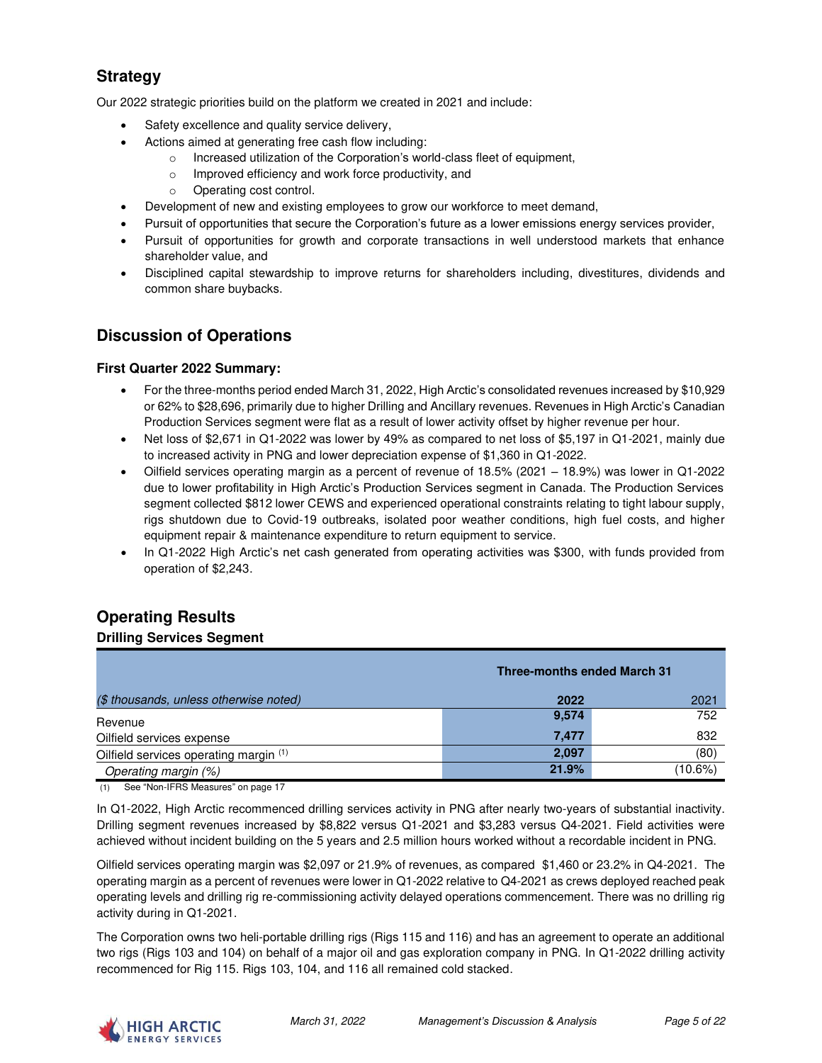## Strategy

Our 2022 strategic priorities build on the platform we created in 2021 and include:

- Safety excellence and quality service delivery,
- Actions aimed at generating free cash flow including:
  - Increased utilization of the Corporation's world-class fleet of equipment,
  - Improved efficiency and work force productivity, and
  - Operating cost control.
- Development of new and existing employees to grow our workforce to meet demand,
- Pursuit of opportunities that secure the Corporation's future as a lower emissions energy services provider,
- Pursuit of opportunities for growth and corporate transactions in well understood markets that enhance shareholder value, and
- Disciplined capital stewardship to improve returns for shareholders including, divestitures, dividends and common share buybacks.

## Discussion of Operations

### First Quarter 2022 Summary:

- For the three-months period ended March 31, 2022, High Arctic's consolidated revenues increased by $10,929 or 62% to $28,696, primarily due to higher Drilling and Ancillary revenues. Revenues in High Arctic's Canadian Production Services segment were flat as a result of lower activity offset by higher revenue per hour.
- Net loss of $2,671 in Q1-2022 was lower by 49% as compared to net loss of $5,197 in Q1-2021, mainly due to increased activity in PNG and lower depreciation expense of $1,360 in Q1-2022.
- Oilfield services operating margin as a percent of revenue of 18.5% (2021 – 18.9%) was lower in Q1-2022 due to lower profitability in High Arctic's Production Services segment in Canada. The Production Services segment collected $812 lower CEWS and experienced operational constraints relating to tight labour supply, rigs shutdown due to Covid-19 outbreaks, isolated poor weather conditions, high fuel costs, and higher equipment repair & maintenance expenditure to return equipment to service.
- In Q1-2022 High Arctic's net cash generated from operating activities was $300, with funds provided from operation of $2,243.

## Operating Results

### Drilling Services Segment

| | Three-months ended March 31 | |
|---|---|---|
| *($ thousands, unless otherwise noted)* | **2022** | 2021 |
| Revenue | **9,574** | 752 |
| Oilfield services expense | **7,477** | 832 |
| Oilfield services operating margin [(1)] | **2,097** | (80) |
| *Operating margin (%)* | **21.9%** | (10.6%) |

(1) See "Non-IFRS Measures" on page 17

In Q1-2022, High Arctic recommenced drilling services activity in PNG after nearly two-years of substantial inactivity. Drilling segment revenues increased by $8,822 versus Q1-2021 and $3,283 versus Q4-2021. Field activities were achieved without incident building on the 5 years and 2.5 million hours worked without a recordable incident in PNG.

Oilfield services operating margin was $2,097 or 21.9% of revenues, as compared $1,460 or 23.2% in Q4-2021. The operating margin as a percent of revenues were lower in Q1-2022 relative to Q4-2021 as crews deployed reached peak operating levels and drilling rig re-commissioning activity delayed operations commencement. There was no drilling rig activity during in Q1-2021.

The Corporation owns two heli-portable drilling rigs (Rigs 115 and 116) and has an agreement to operate an additional two rigs (Rigs 103 and 104) on behalf of a major oil and gas exploration company in PNG. In Q1-2022 drilling activity recommenced for Rig 115. Rigs 103, 104, and 116 all remained cold stacked.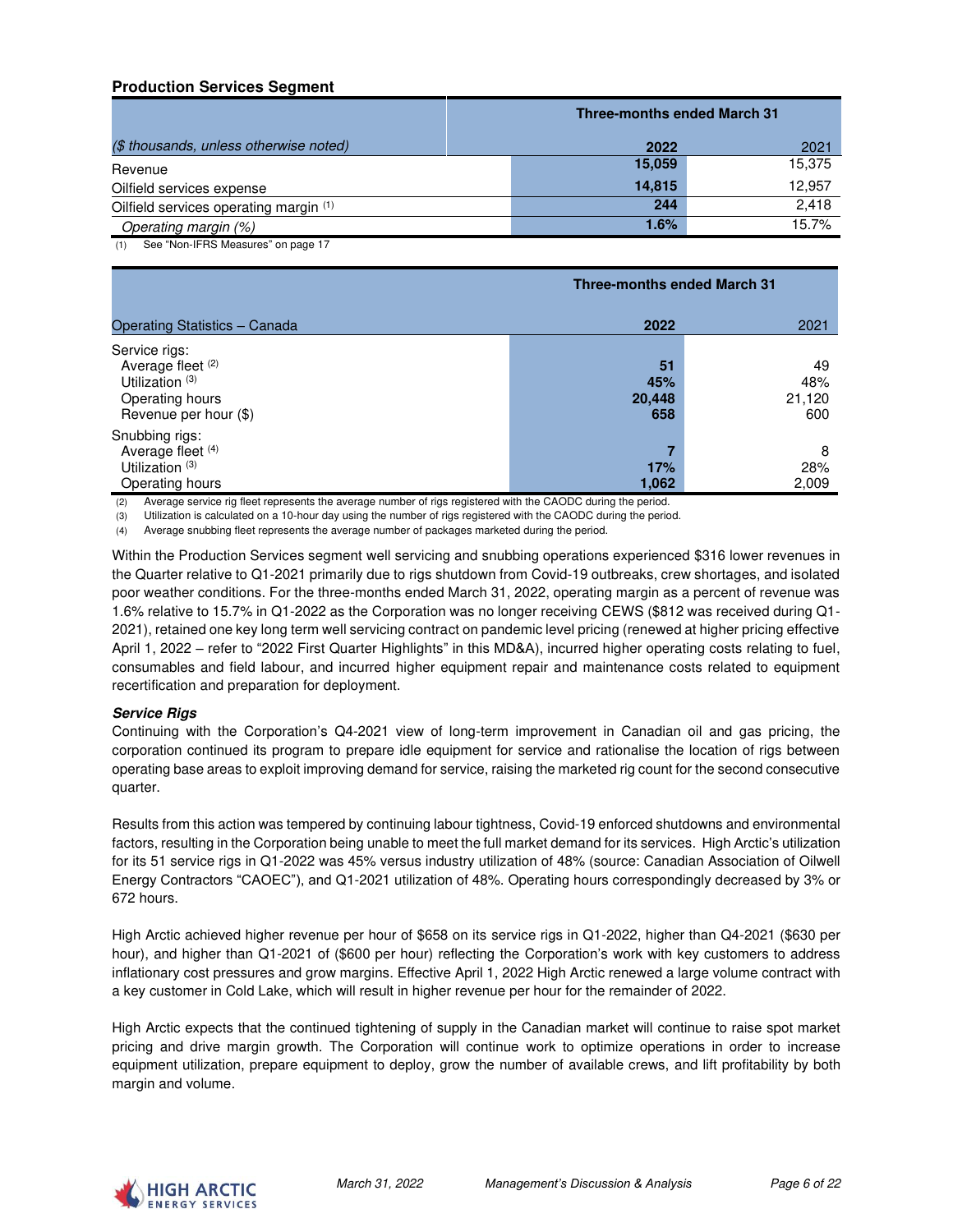### Production Services Segment

| ($ thousands, unless otherwise noted) | Three-months ended March 31 2022 | 2021 |
|---|---|---|
| Revenue | **15,059** | 15,375 |
| Oilfield services expense | **14,815** | 12,957 |
| Oilfield services operating margin [1] | **244** | 2,418 |
| *Operating margin (%)* | **1.6%** | 15.7% |

(1) See "Non-IFRS Measures" on page 17

| Operating Statistics – Canada | Three-months ended March 31 2022 | 2021 |
|---|---|---|
| Service rigs: | | |
| Average fleet [2] | **51** | 49 |
| Utilization [3] | **45%** | 48% |
| Operating hours | **20,448** | 21,120 |
| Revenue per hour ($) | **658** | 600 |
| Snubbing rigs: | | |
| Average fleet [4] | **7** | 8 |
| Utilization [3] | **17%** | 28% |
| Operating hours | **1,062** | 2,009 |

(2) Average service rig fleet represents the average number of rigs registered with the CAODC during the period.
(3) Utilization is calculated on a 10-hour day using the number of rigs registered with the CAODC during the period.
(4) Average snubbing fleet represents the average number of packages marketed during the period.

Within the Production Services segment well servicing and snubbing operations experienced $316 lower revenues in the Quarter relative to Q1-2021 primarily due to rigs shutdown from Covid-19 outbreaks, crew shortages, and isolated poor weather conditions. For the three-months ended March 31, 2022, operating margin as a percent of revenue was 1.6% relative to 15.7% in Q1-2022 as the Corporation was no longer receiving CEWS ($812 was received during Q1-2021), retained one key long term well servicing contract on pandemic level pricing (renewed at higher pricing effective April 1, 2022 – refer to "2022 First Quarter Highlights" in this MD&A), incurred higher operating costs relating to fuel, consumables and field labour, and incurred higher equipment repair and maintenance costs related to equipment recertification and preparation for deployment.

***Service Rigs***

Continuing with the Corporation's Q4-2021 view of long-term improvement in Canadian oil and gas pricing, the corporation continued its program to prepare idle equipment for service and rationalise the location of rigs between operating base areas to exploit improving demand for service, raising the marketed rig count for the second consecutive quarter.

Results from this action was tempered by continuing labour tightness, Covid-19 enforced shutdowns and environmental factors, resulting in the Corporation being unable to meet the full market demand for its services. High Arctic's utilization for its 51 service rigs in Q1-2022 was 45% versus industry utilization of 48% (source: Canadian Association of Oilwell Energy Contractors "CAOEC"), and Q1-2021 utilization of 48%. Operating hours correspondingly decreased by 3% or 672 hours.

High Arctic achieved higher revenue per hour of $658 on its service rigs in Q1-2022, higher than Q4-2021 ($630 per hour), and higher than Q1-2021 of ($600 per hour) reflecting the Corporation's work with key customers to address inflationary cost pressures and grow margins. Effective April 1, 2022 High Arctic renewed a large volume contract with a key customer in Cold Lake, which will result in higher revenue per hour for the remainder of 2022.

High Arctic expects that the continued tightening of supply in the Canadian market will continue to raise spot market pricing and drive margin growth. The Corporation will continue work to optimize operations in order to increase equipment utilization, prepare equipment to deploy, grow the number of available crews, and lift profitability by both margin and volume.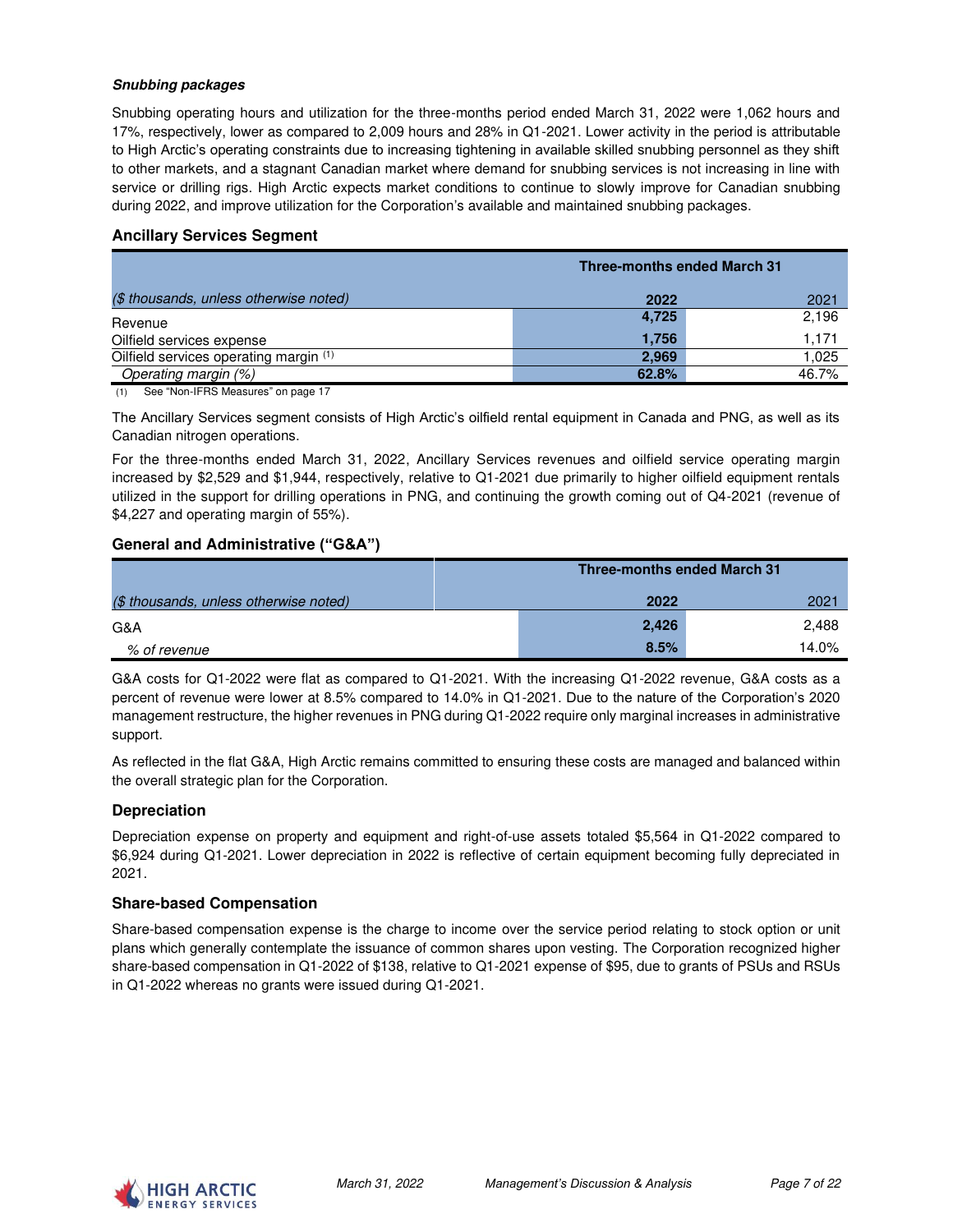***Snubbing packages***

Snubbing operating hours and utilization for the three-months period ended March 31, 2022 were 1,062 hours and 17%, respectively, lower as compared to 2,009 hours and 28% in Q1-2021. Lower activity in the period is attributable to High Arctic's operating constraints due to increasing tightening in available skilled snubbing personnel as they shift to other markets, and a stagnant Canadian market where demand for snubbing services is not increasing in line with service or drilling rigs. High Arctic expects market conditions to continue to slowly improve for Canadian snubbing during 2022, and improve utilization for the Corporation's available and maintained snubbing packages.

## Ancillary Services Segment

| | Three-months ended March 31 | |
|---|---|---|
| *($ thousands, unless otherwise noted)* | **2022** | 2021 |
| Revenue | **4,725** | 2,196 |
| Oilfield services expense | **1,756** | 1,171 |
| Oilfield services operating margin [(1)] | **2,969** | 1,025 |
| *Operating margin (%)* | **62.8%** | 46.7% |

(1) See "Non-IFRS Measures" on page 17

The Ancillary Services segment consists of High Arctic's oilfield rental equipment in Canada and PNG, as well as its Canadian nitrogen operations.

For the three-months ended March 31, 2022, Ancillary Services revenues and oilfield service operating margin increased by $2,529 and $1,944, respectively, relative to Q1-2021 due primarily to higher oilfield equipment rentals utilized in the support for drilling operations in PNG, and continuing the growth coming out of Q4-2021 (revenue of $4,227 and operating margin of 55%).

## General and Administrative ("G&A")

| | Three-months ended March 31 | |
|---|---|---|
| *($ thousands, unless otherwise noted)* | **2022** | 2021 |
| G&A | **2,426** | 2,488 |
| *% of revenue* | **8.5%** | 14.0% |

G&A costs for Q1-2022 were flat as compared to Q1-2021. With the increasing Q1-2022 revenue, G&A costs as a percent of revenue were lower at 8.5% compared to 14.0% in Q1-2021. Due to the nature of the Corporation's 2020 management restructure, the higher revenues in PNG during Q1-2022 require only marginal increases in administrative support.

As reflected in the flat G&A, High Arctic remains committed to ensuring these costs are managed and balanced within the overall strategic plan for the Corporation.

## Depreciation

Depreciation expense on property and equipment and right-of-use assets totaled $5,564 in Q1-2022 compared to $6,924 during Q1-2021. Lower depreciation in 2022 is reflective of certain equipment becoming fully depreciated in 2021.

## Share-based Compensation

Share-based compensation expense is the charge to income over the service period relating to stock option or unit plans which generally contemplate the issuance of common shares upon vesting. The Corporation recognized higher share-based compensation in Q1-2022 of $138, relative to Q1-2021 expense of $95, due to grants of PSUs and RSUs in Q1-2022 whereas no grants were issued during Q1-2021.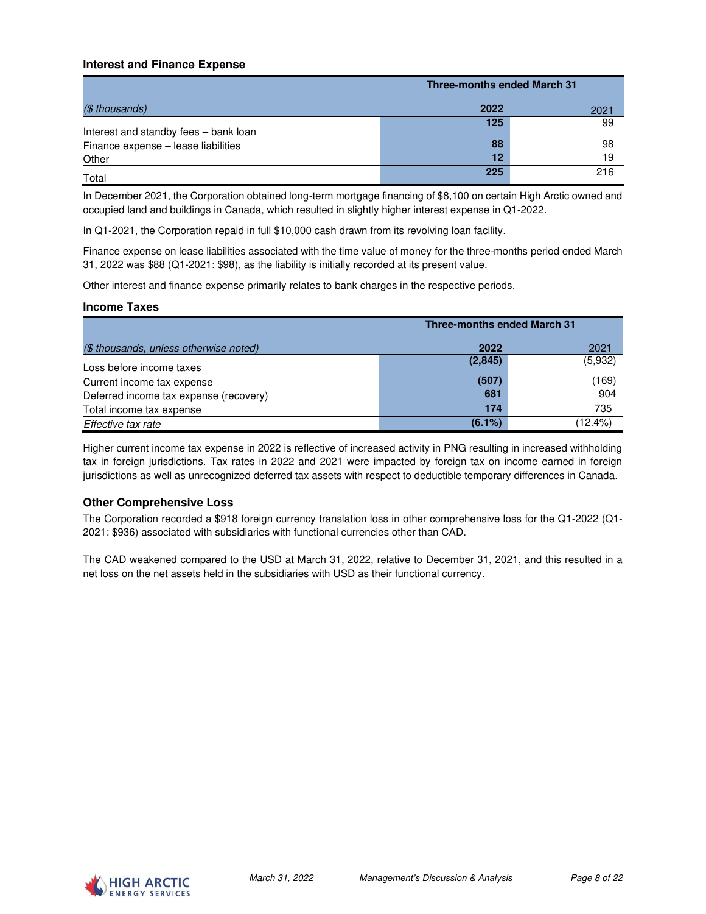### Interest and Finance Expense

| ($ thousands) | Three-months ended March 31 2022 | 2021 |
|---|---|---|
| Interest and standby fees – bank loan | **125** | 99 |
| Finance expense – lease liabilities | **88** | 98 |
| Other | **12** | 19 |
| Total | **225** | 216 |

In December 2021, the Corporation obtained long-term mortgage financing of $8,100 on certain High Arctic owned and occupied land and buildings in Canada, which resulted in slightly higher interest expense in Q1-2022.

In Q1-2021, the Corporation repaid in full $10,000 cash drawn from its revolving loan facility.

Finance expense on lease liabilities associated with the time value of money for the three-months period ended March 31, 2022 was $88 (Q1-2021: $98), as the liability is initially recorded at its present value.

Other interest and finance expense primarily relates to bank charges in the respective periods.

### Income Taxes

| ($ thousands, unless otherwise noted) | Three-months ended March 31 2022 | 2021 |
|---|---|---|
| Loss before income taxes | **(2,845)** | (5,932) |
| Current income tax expense | **(507)** | (169) |
| Deferred income tax expense (recovery) | **681** | 904 |
| Total income tax expense | **174** | 735 |
| *Effective tax rate* | **(6.1%)** | (12.4%) |

Higher current income tax expense in 2022 is reflective of increased activity in PNG resulting in increased withholding tax in foreign jurisdictions. Tax rates in 2022 and 2021 were impacted by foreign tax on income earned in foreign jurisdictions as well as unrecognized deferred tax assets with respect to deductible temporary differences in Canada.

### Other Comprehensive Loss

The Corporation recorded a $918 foreign currency translation loss in other comprehensive loss for the Q1-2022 (Q1-2021: $936) associated with subsidiaries with functional currencies other than CAD.

The CAD weakened compared to the USD at March 31, 2022, relative to December 31, 2021, and this resulted in a net loss on the net assets held in the subsidiaries with USD as their functional currency.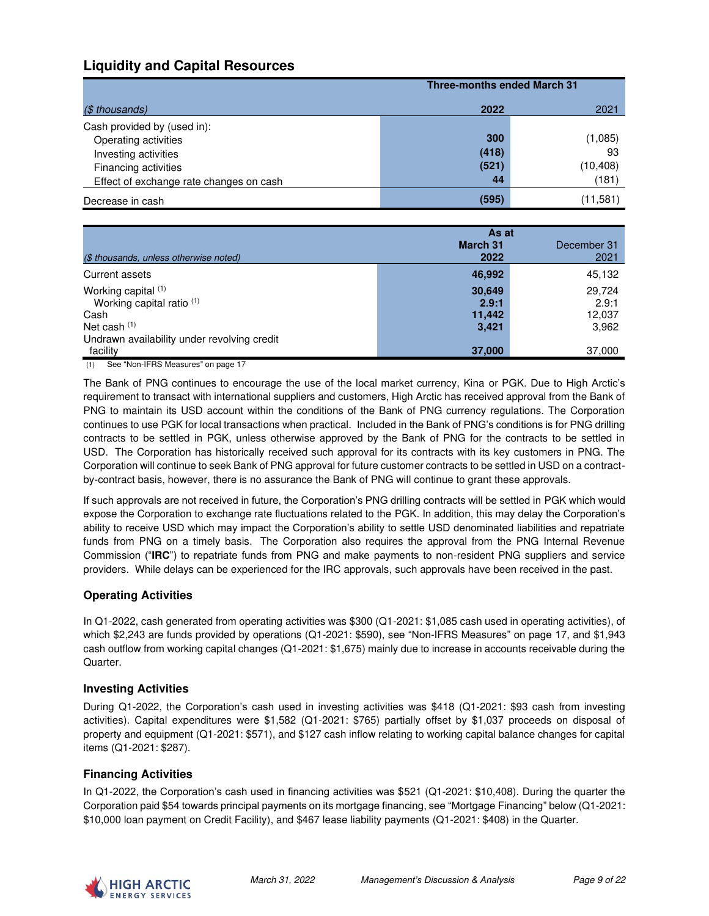## Liquidity and Capital Resources

| ($ thousands) | Three-months ended March 31 2022 | 2021 |
|---|---|---|
| Cash provided by (used in): | | |
| Operating activities | **300** | (1,085) |
| Investing activities | **(418)** | 93 |
| Financing activities | **(521)** | (10,408) |
| Effect of exchange rate changes on cash | **44** | (181) |
| Decrease in cash | **(595)** | (11,581) |

| ($ thousands, unless otherwise noted) | As at March 31 2022 | December 31 2021 |
|---|---|---|
| Current assets | **46,992** | 45,132 |
| Working capital [(1)] | **30,649** | 29,724 |
| Working capital ratio [(1)] | **2.9:1** | 2.9:1 |
| Cash | **11,442** | 12,037 |
| Net cash [(1)] | **3,421** | 3,962 |
| Undrawn availability under revolving credit facility | **37,000** | 37,000 |

(1) See "Non-IFRS Measures" on page 17

The Bank of PNG continues to encourage the use of the local market currency, Kina or PGK. Due to High Arctic's requirement to transact with international suppliers and customers, High Arctic has received approval from the Bank of PNG to maintain its USD account within the conditions of the Bank of PNG currency regulations. The Corporation continues to use PGK for local transactions when practical. Included in the Bank of PNG's conditions is for PNG drilling contracts to be settled in PGK, unless otherwise approved by the Bank of PNG for the contracts to be settled in USD. The Corporation has historically received such approval for its contracts with its key customers in PNG. The Corporation will continue to seek Bank of PNG approval for future customer contracts to be settled in USD on a contract-by-contract basis, however, there is no assurance the Bank of PNG will continue to grant these approvals.

If such approvals are not received in future, the Corporation's PNG drilling contracts will be settled in PGK which would expose the Corporation to exchange rate fluctuations related to the PGK. In addition, this may delay the Corporation's ability to receive USD which may impact the Corporation's ability to settle USD denominated liabilities and repatriate funds from PNG on a timely basis. The Corporation also requires the approval from the PNG Internal Revenue Commission ("**IRC**") to repatriate funds from PNG and make payments to non-resident PNG suppliers and service providers. While delays can be experienced for the IRC approvals, such approvals have been received in the past.

### Operating Activities

In Q1-2022, cash generated from operating activities was $300 (Q1-2021: $1,085 cash used in operating activities), of which $2,243 are funds provided by operations (Q1-2021: $590), see "Non-IFRS Measures" on page 17, and $1,943 cash outflow from working capital changes (Q1-2021: $1,675) mainly due to increase in accounts receivable during the Quarter.

### Investing Activities

During Q1-2022, the Corporation's cash used in investing activities was $418 (Q1-2021: $93 cash from investing activities). Capital expenditures were $1,582 (Q1-2021: $765) partially offset by $1,037 proceeds on disposal of property and equipment (Q1-2021: $571), and $127 cash inflow relating to working capital balance changes for capital items (Q1-2021: $287).

### Financing Activities

In Q1-2022, the Corporation's cash used in financing activities was $521 (Q1-2021: $10,408). During the quarter the Corporation paid $54 towards principal payments on its mortgage financing, see "Mortgage Financing" below (Q1-2021: $10,000 loan payment on Credit Facility), and $467 lease liability payments (Q1-2021: $408) in the Quarter.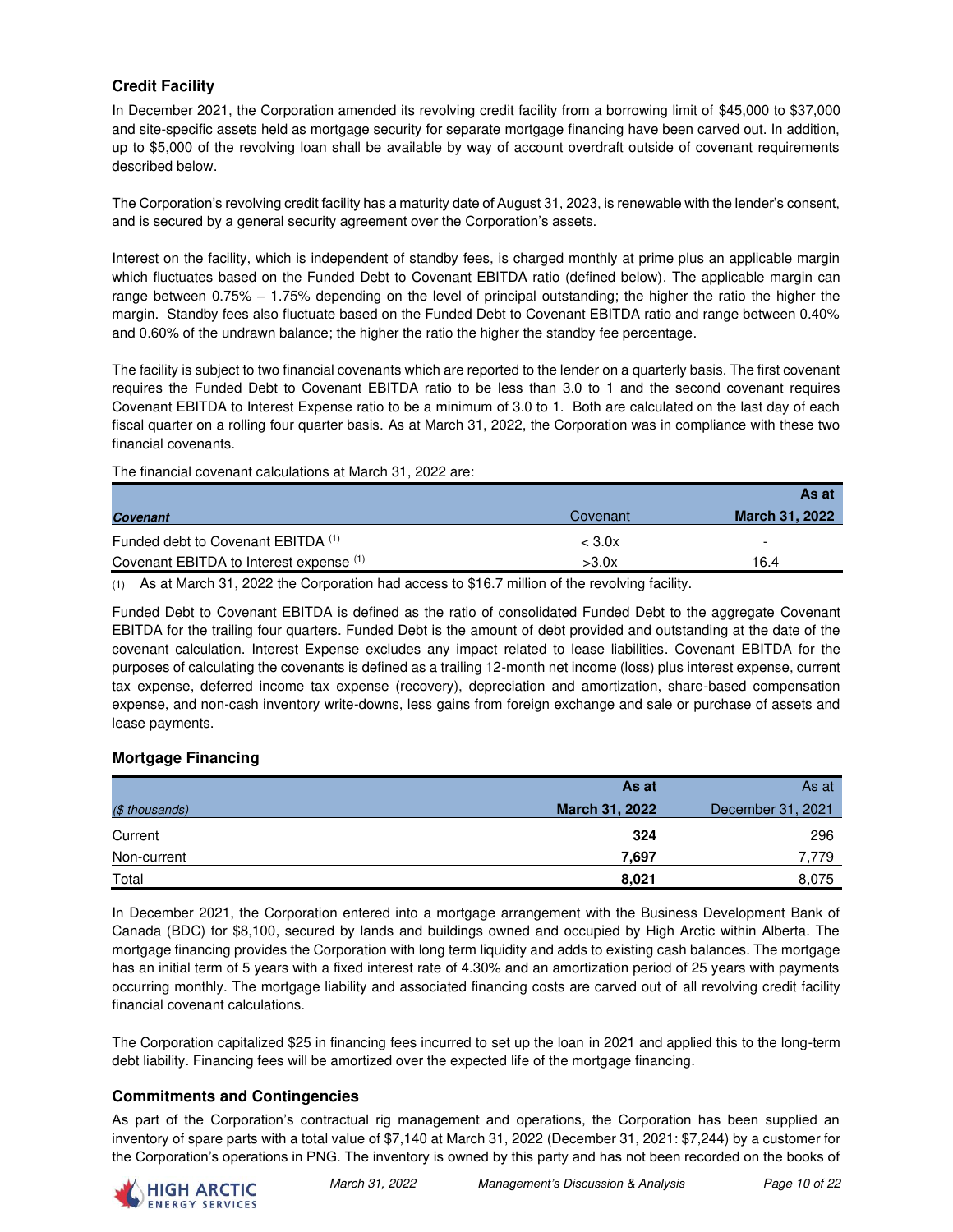## Credit Facility

In December 2021, the Corporation amended its revolving credit facility from a borrowing limit of $45,000 to $37,000 and site-specific assets held as mortgage security for separate mortgage financing have been carved out. In addition, up to $5,000 of the revolving loan shall be available by way of account overdraft outside of covenant requirements described below.

The Corporation's revolving credit facility has a maturity date of August 31, 2023, is renewable with the lender's consent, and is secured by a general security agreement over the Corporation's assets.

Interest on the facility, which is independent of standby fees, is charged monthly at prime plus an applicable margin which fluctuates based on the Funded Debt to Covenant EBITDA ratio (defined below). The applicable margin can range between 0.75% – 1.75% depending on the level of principal outstanding; the higher the ratio the higher the margin. Standby fees also fluctuate based on the Funded Debt to Covenant EBITDA ratio and range between 0.40% and 0.60% of the undrawn balance; the higher the ratio the higher the standby fee percentage.

The facility is subject to two financial covenants which are reported to the lender on a quarterly basis. The first covenant requires the Funded Debt to Covenant EBITDA ratio to be less than 3.0 to 1 and the second covenant requires Covenant EBITDA to Interest Expense ratio to be a minimum of 3.0 to 1. Both are calculated on the last day of each fiscal quarter on a rolling four quarter basis. As at March 31, 2022, the Corporation was in compliance with these two financial covenants.

The financial covenant calculations at March 31, 2022 are:

| *Covenant* | Covenant | **As at March 31, 2022** |
|---|---|---|
| Funded debt to Covenant EBITDA [(1)] | < 3.0x | - |
| Covenant EBITDA to Interest expense [(1)] | >3.0x | 16.4 |

(1) As at March 31, 2022 the Corporation had access to $16.7 million of the revolving facility.

Funded Debt to Covenant EBITDA is defined as the ratio of consolidated Funded Debt to the aggregate Covenant EBITDA for the trailing four quarters. Funded Debt is the amount of debt provided and outstanding at the date of the covenant calculation. Interest Expense excludes any impact related to lease liabilities. Covenant EBITDA for the purposes of calculating the covenants is defined as a trailing 12-month net income (loss) plus interest expense, current tax expense, deferred income tax expense (recovery), depreciation and amortization, share-based compensation expense, and non-cash inventory write-downs, less gains from foreign exchange and sale or purchase of assets and lease payments.

## Mortgage Financing

| *($ thousands)* | **As at March 31, 2022** | As at December 31, 2021 |
|---|---|---|
| Current | **324** | 296 |
| Non-current | **7,697** | 7,779 |
| Total | **8,021** | 8,075 |

In December 2021, the Corporation entered into a mortgage arrangement with the Business Development Bank of Canada (BDC) for $8,100, secured by lands and buildings owned and occupied by High Arctic within Alberta. The mortgage financing provides the Corporation with long term liquidity and adds to existing cash balances. The mortgage has an initial term of 5 years with a fixed interest rate of 4.30% and an amortization period of 25 years with payments occurring monthly. The mortgage liability and associated financing costs are carved out of all revolving credit facility financial covenant calculations.

The Corporation capitalized $25 in financing fees incurred to set up the loan in 2021 and applied this to the long-term debt liability. Financing fees will be amortized over the expected life of the mortgage financing.

## Commitments and Contingencies

As part of the Corporation's contractual rig management and operations, the Corporation has been supplied an inventory of spare parts with a total value of $7,140 at March 31, 2022 (December 31, 2021: $7,244) by a customer for the Corporation's operations in PNG. The inventory is owned by this party and has not been recorded on the books of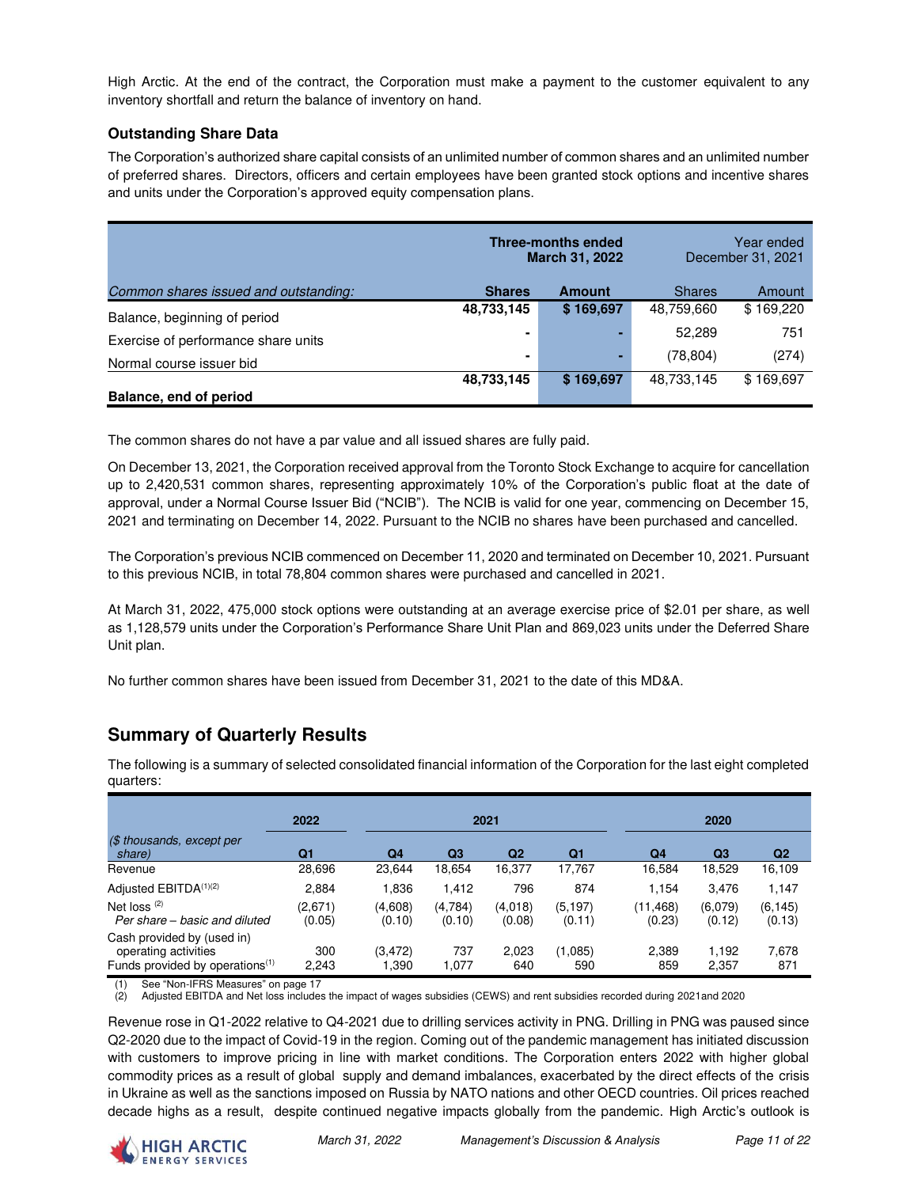High Arctic. At the end of the contract, the Corporation must make a payment to the customer equivalent to any inventory shortfall and return the balance of inventory on hand.

### Outstanding Share Data

The Corporation's authorized share capital consists of an unlimited number of common shares and an unlimited number of preferred shares. Directors, officers and certain employees have been granted stock options and incentive shares and units under the Corporation's approved equity compensation plans.

| | **Three-months ended March 31, 2022** | | Year ended December 31, 2021 | |
|---|---|---|---|---|
| *Common shares issued and outstanding:* | **Shares** | **Amount** | Shares | Amount |
| Balance, beginning of period | **48,733,145** | **$ 169,697** | 48,759,660 | $ 169,220 |
| Exercise of performance share units | **-** | **-** | 52,289 | 751 |
| Normal course issuer bid | **-** | **-** | (78,804) | (274) |
| **Balance, end of period** | **48,733,145** | **$ 169,697** | 48,733,145 | $ 169,697 |

The common shares do not have a par value and all issued shares are fully paid.

On December 13, 2021, the Corporation received approval from the Toronto Stock Exchange to acquire for cancellation up to 2,420,531 common shares, representing approximately 10% of the Corporation's public float at the date of approval, under a Normal Course Issuer Bid ("NCIB"). The NCIB is valid for one year, commencing on December 15, 2021 and terminating on December 14, 2022. Pursuant to the NCIB no shares have been purchased and cancelled.

The Corporation's previous NCIB commenced on December 11, 2020 and terminated on December 10, 2021. Pursuant to this previous NCIB, in total 78,804 common shares were purchased and cancelled in 2021.

At March 31, 2022, 475,000 stock options were outstanding at an average exercise price of $2.01 per share, as well as 1,128,579 units under the Corporation's Performance Share Unit Plan and 869,023 units under the Deferred Share Unit plan.

No further common shares have been issued from December 31, 2021 to the date of this MD&A.

## Summary of Quarterly Results

The following is a summary of selected consolidated financial information of the Corporation for the last eight completed quarters:

| | 2022 | 2021 | | | | 2020 | | |
|---|---|---|---|---|---|---|---|---|
| *($ thousands, except per share)* | Q1 | Q4 | Q3 | Q2 | Q1 | Q4 | Q3 | Q2 |
| Revenue | 28,696 | 23,644 | 18,654 | 16,377 | 17,767 | 16,584 | 18,529 | 16,109 |
| Adjusted EBITDA[(1)(2)] | 2,884 | 1,836 | 1,412 | 796 | 874 | 1,154 | 3,476 | 1,147 |
| Net loss [(2)] | (2,671) | (4,608) | (4,784) | (4,018) | (5,197) | (11,468) | (6,079) | (6,145) |
| *Per share – basic and diluted* | (0.05) | (0.10) | (0.10) | (0.08) | (0.11) | (0.23) | (0.12) | (0.13) |
| Cash provided by (used in) operating activities | 300 | (3,472) | 737 | 2,023 | (1,085) | 2,389 | 1,192 | 7,678 |
| Funds provided by operations[(1)] | 2,243 | 1,390 | 1,077 | 640 | 590 | 859 | 2,357 | 871 |

(1) See "Non-IFRS Measures" on page 17
(2) Adjusted EBITDA and Net loss includes the impact of wages subsidies (CEWS) and rent subsidies recorded during 2021and 2020

Revenue rose in Q1-2022 relative to Q4-2021 due to drilling services activity in PNG. Drilling in PNG was paused since Q2-2020 due to the impact of Covid-19 in the region. Coming out of the pandemic management has initiated discussion with customers to improve pricing in line with market conditions. The Corporation enters 2022 with higher global commodity prices as a result of global supply and demand imbalances, exacerbated by the direct effects of the crisis in Ukraine as well as the sanctions imposed on Russia by NATO nations and other OECD countries. Oil prices reached decade highs as a result, despite continued negative impacts globally from the pandemic. High Arctic's outlook is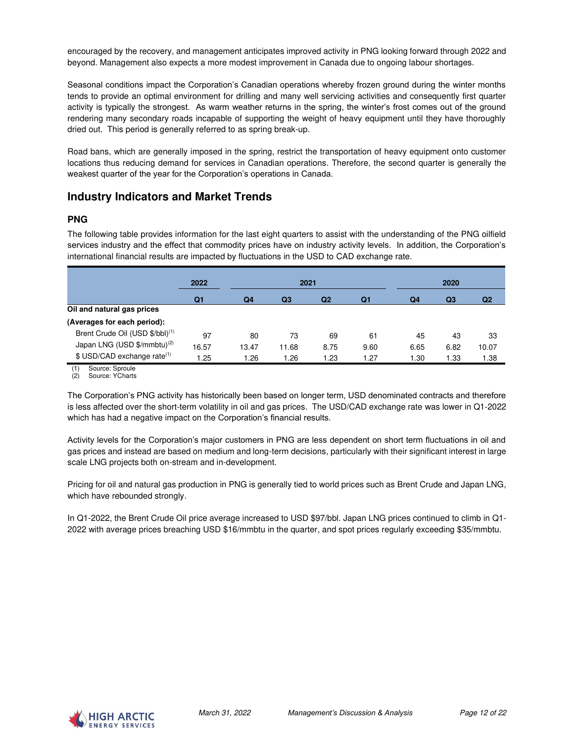encouraged by the recovery, and management anticipates improved activity in PNG looking forward through 2022 and beyond. Management also expects a more modest improvement in Canada due to ongoing labour shortages.

Seasonal conditions impact the Corporation's Canadian operations whereby frozen ground during the winter months tends to provide an optimal environment for drilling and many well servicing activities and consequently first quarter activity is typically the strongest. As warm weather returns in the spring, the winter's frost comes out of the ground rendering many secondary roads incapable of supporting the weight of heavy equipment until they have thoroughly dried out. This period is generally referred to as spring break-up.

Road bans, which are generally imposed in the spring, restrict the transportation of heavy equipment onto customer locations thus reducing demand for services in Canadian operations. Therefore, the second quarter is generally the weakest quarter of the year for the Corporation's operations in Canada.

## Industry Indicators and Market Trends

### PNG

The following table provides information for the last eight quarters to assist with the understanding of the PNG oilfield services industry and the effect that commodity prices have on industry activity levels. In addition, the Corporation's international financial results are impacted by fluctuations in the USD to CAD exchange rate.

| | 2022 | 2021 | | | | 2020 | | |
|---|---|---|---|---|---|---|---|---|
| | Q1 | Q4 | Q3 | Q2 | Q1 | Q4 | Q3 | Q2 |
| **Oil and natural gas prices** | | | | | | | | |
| **(Averages for each period):** | | | | | | | | |
| Brent Crude Oil (USD $/bbl)[1] | 97 | 80 | 73 | 69 | 61 | 45 | 43 | 33 |
| Japan LNG (USD $/mmbtu)[2] | 16.57 | 13.47 | 11.68 | 8.75 | 9.60 | 6.65 | 6.82 | 10.07 |
| $ USD/CAD exchange rate[1] | 1.25 | 1.26 | 1.26 | 1.23 | 1.27 | 1.30 | 1.33 | 1.38 |

(1) Source: Sproule
(2) Source: YCharts

The Corporation's PNG activity has historically been based on longer term, USD denominated contracts and therefore is less affected over the short-term volatility in oil and gas prices. The USD/CAD exchange rate was lower in Q1-2022 which has had a negative impact on the Corporation's financial results.

Activity levels for the Corporation's major customers in PNG are less dependent on short term fluctuations in oil and gas prices and instead are based on medium and long-term decisions, particularly with their significant interest in large scale LNG projects both on-stream and in-development.

Pricing for oil and natural gas production in PNG is generally tied to world prices such as Brent Crude and Japan LNG, which have rebounded strongly.

In Q1-2022, the Brent Crude Oil price average increased to USD $97/bbl. Japan LNG prices continued to climb in Q1-2022 with average prices breaching USD $16/mmbtu in the quarter, and spot prices regularly exceeding $35/mmbtu.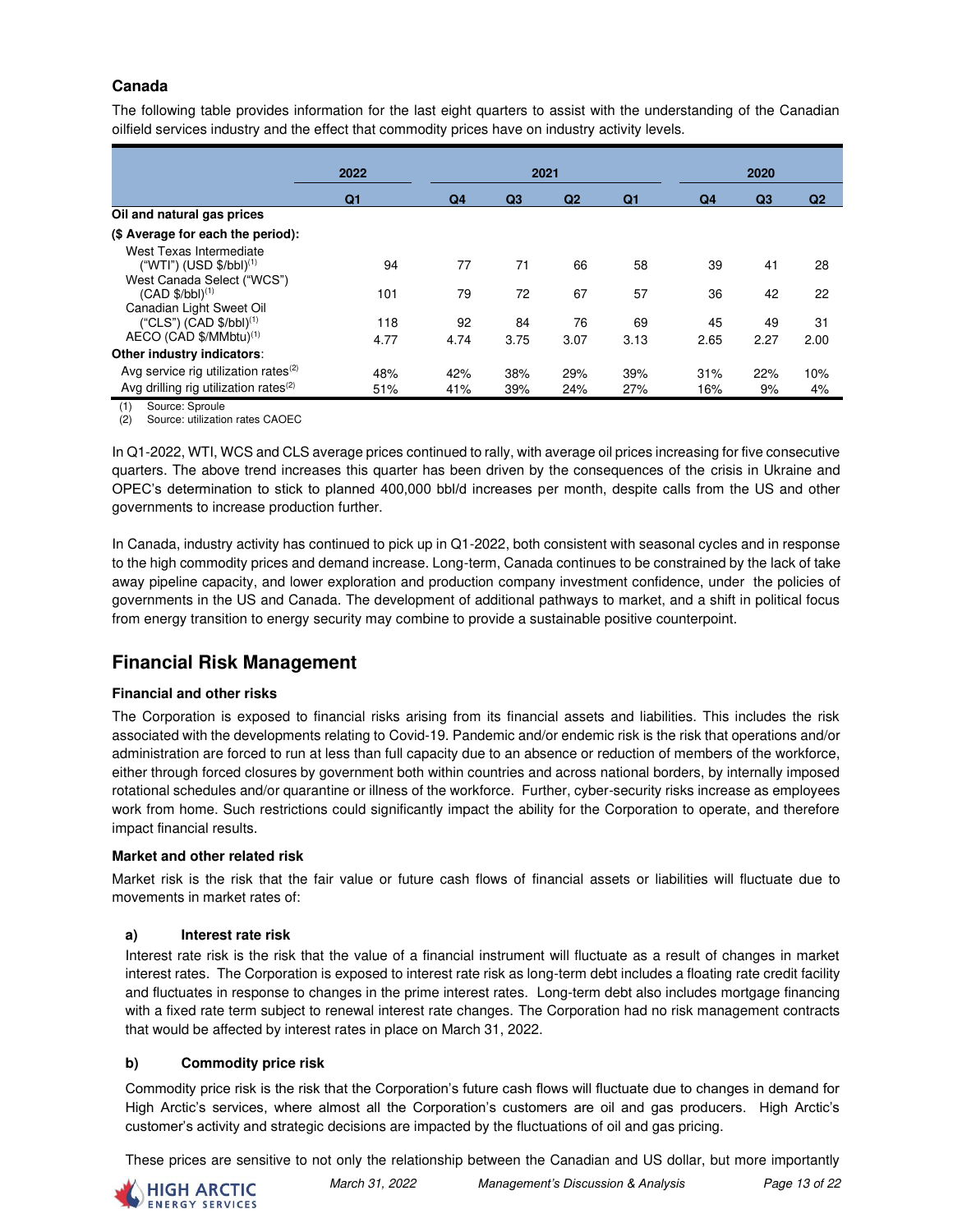### Canada

The following table provides information for the last eight quarters to assist with the understanding of the Canadian oilfield services industry and the effect that commodity prices have on industry activity levels.

| | 2022 | 2021 | | | | 2020 | | |
|---|---|---|---|---|---|---|---|---|
| | Q1 | Q4 | Q3 | Q2 | Q1 | Q4 | Q3 | Q2 |
| **Oil and natural gas prices** | | | | | | | | |
| **($ Average for each the period):** | | | | | | | | |
| West Texas Intermediate ("WTI") (USD $/bbl)[1] | 94 | 77 | 71 | 66 | 58 | 39 | 41 | 28 |
| West Canada Select ("WCS") (CAD $/bbl)[1] | 101 | 79 | 72 | 67 | 57 | 36 | 42 | 22 |
| Canadian Light Sweet Oil ("CLS") (CAD $/bbl)[1] | 118 | 92 | 84 | 76 | 69 | 45 | 49 | 31 |
| AECO (CAD $/MMbtu)[1] | 4.77 | 4.74 | 3.75 | 3.07 | 3.13 | 2.65 | 2.27 | 2.00 |
| **Other industry indicators**: | | | | | | | | |
| Avg service rig utilization rates[2] | 48% | 42% | 38% | 29% | 39% | 31% | 22% | 10% |
| Avg drilling rig utilization rates[2] | 51% | 41% | 39% | 24% | 27% | 16% | 9% | 4% |

(1) Source: Sproule
(2) Source: utilization rates CAOEC

In Q1-2022, WTI, WCS and CLS average prices continued to rally, with average oil prices increasing for five consecutive quarters. The above trend increases this quarter has been driven by the consequences of the crisis in Ukraine and OPEC's determination to stick to planned 400,000 bbl/d increases per month, despite calls from the US and other governments to increase production further.

In Canada, industry activity has continued to pick up in Q1-2022, both consistent with seasonal cycles and in response to the high commodity prices and demand increase. Long-term, Canada continues to be constrained by the lack of take away pipeline capacity, and lower exploration and production company investment confidence, under the policies of governments in the US and Canada. The development of additional pathways to market, and a shift in political focus from energy transition to energy security may combine to provide a sustainable positive counterpoint.

## Financial Risk Management

### Financial and other risks

The Corporation is exposed to financial risks arising from its financial assets and liabilities. This includes the risk associated with the developments relating to Covid-19. Pandemic and/or endemic risk is the risk that operations and/or administration are forced to run at less than full capacity due to an absence or reduction of members of the workforce, either through forced closures by government both within countries and across national borders, by internally imposed rotational schedules and/or quarantine or illness of the workforce. Further, cyber-security risks increase as employees work from home. Such restrictions could significantly impact the ability for the Corporation to operate, and therefore impact financial results.

### Market and other related risk

Market risk is the risk that the fair value or future cash flows of financial assets or liabilities will fluctuate due to movements in market rates of:

**a) Interest rate risk**

Interest rate risk is the risk that the value of a financial instrument will fluctuate as a result of changes in market interest rates. The Corporation is exposed to interest rate risk as long-term debt includes a floating rate credit facility and fluctuates in response to changes in the prime interest rates. Long-term debt also includes mortgage financing with a fixed rate term subject to renewal interest rate changes. The Corporation had no risk management contracts that would be affected by interest rates in place on March 31, 2022.

**b) Commodity price risk**

Commodity price risk is the risk that the Corporation's future cash flows will fluctuate due to changes in demand for High Arctic's services, where almost all the Corporation's customers are oil and gas producers. High Arctic's customer's activity and strategic decisions are impacted by the fluctuations of oil and gas pricing.

These prices are sensitive to not only the relationship between the Canadian and US dollar, but more importantly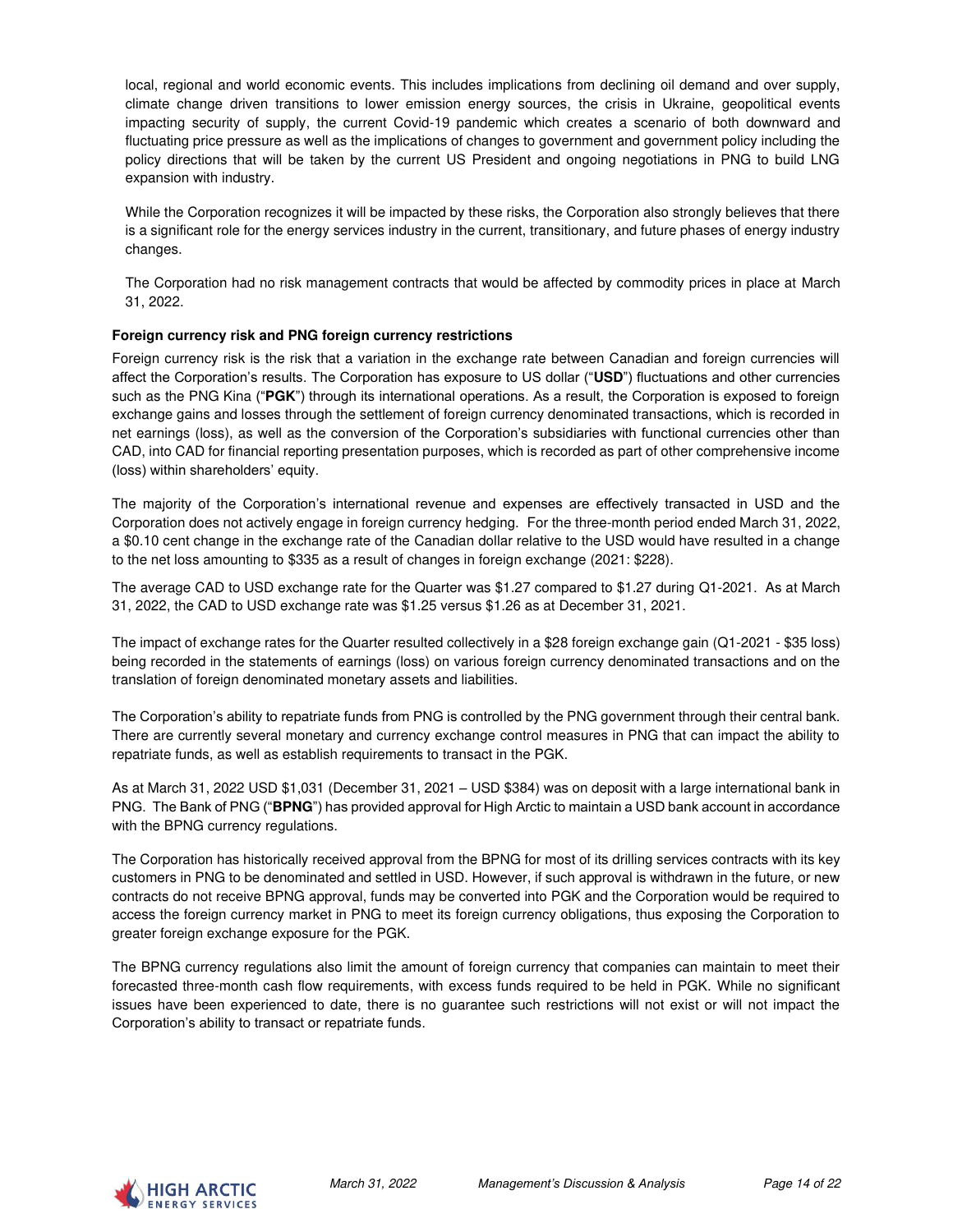local, regional and world economic events. This includes implications from declining oil demand and over supply, climate change driven transitions to lower emission energy sources, the crisis in Ukraine, geopolitical events impacting security of supply, the current Covid-19 pandemic which creates a scenario of both downward and fluctuating price pressure as well as the implications of changes to government and government policy including the policy directions that will be taken by the current US President and ongoing negotiations in PNG to build LNG expansion with industry.

While the Corporation recognizes it will be impacted by these risks, the Corporation also strongly believes that there is a significant role for the energy services industry in the current, transitionary, and future phases of energy industry changes.

The Corporation had no risk management contracts that would be affected by commodity prices in place at March 31, 2022.

**Foreign currency risk and PNG foreign currency restrictions**

Foreign currency risk is the risk that a variation in the exchange rate between Canadian and foreign currencies will affect the Corporation's results. The Corporation has exposure to US dollar ("**USD**") fluctuations and other currencies such as the PNG Kina ("**PGK**") through its international operations. As a result, the Corporation is exposed to foreign exchange gains and losses through the settlement of foreign currency denominated transactions, which is recorded in net earnings (loss), as well as the conversion of the Corporation's subsidiaries with functional currencies other than CAD, into CAD for financial reporting presentation purposes, which is recorded as part of other comprehensive income (loss) within shareholders' equity.

The majority of the Corporation's international revenue and expenses are effectively transacted in USD and the Corporation does not actively engage in foreign currency hedging. For the three-month period ended March 31, 2022, a $0.10 cent change in the exchange rate of the Canadian dollar relative to the USD would have resulted in a change to the net loss amounting to $335 as a result of changes in foreign exchange (2021: $228).

The average CAD to USD exchange rate for the Quarter was $1.27 compared to $1.27 during Q1-2021. As at March 31, 2022, the CAD to USD exchange rate was $1.25 versus $1.26 as at December 31, 2021.

The impact of exchange rates for the Quarter resulted collectively in a $28 foreign exchange gain (Q1-2021 - $35 loss) being recorded in the statements of earnings (loss) on various foreign currency denominated transactions and on the translation of foreign denominated monetary assets and liabilities.

The Corporation's ability to repatriate funds from PNG is controlled by the PNG government through their central bank. There are currently several monetary and currency exchange control measures in PNG that can impact the ability to repatriate funds, as well as establish requirements to transact in the PGK.

As at March 31, 2022 USD $1,031 (December 31, 2021 – USD $384) was on deposit with a large international bank in PNG. The Bank of PNG ("**BPNG**") has provided approval for High Arctic to maintain a USD bank account in accordance with the BPNG currency regulations.

The Corporation has historically received approval from the BPNG for most of its drilling services contracts with its key customers in PNG to be denominated and settled in USD. However, if such approval is withdrawn in the future, or new contracts do not receive BPNG approval, funds may be converted into PGK and the Corporation would be required to access the foreign currency market in PNG to meet its foreign currency obligations, thus exposing the Corporation to greater foreign exchange exposure for the PGK.

The BPNG currency regulations also limit the amount of foreign currency that companies can maintain to meet their forecasted three-month cash flow requirements, with excess funds required to be held in PGK. While no significant issues have been experienced to date, there is no guarantee such restrictions will not exist or will not impact the Corporation's ability to transact or repatriate funds.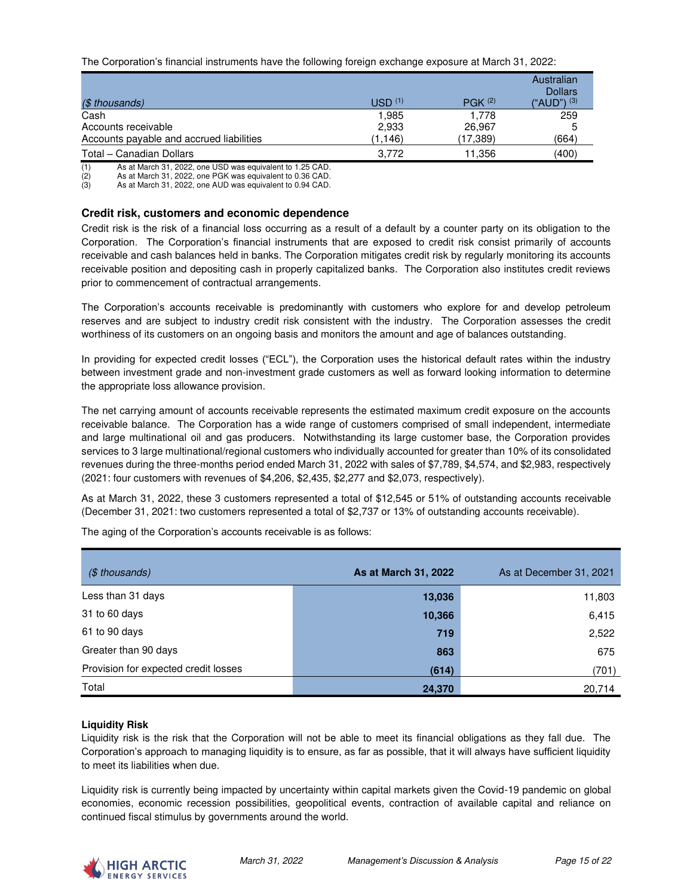The Corporation's financial instruments have the following foreign exchange exposure at March 31, 2022:

| *($ thousands)* | USD [(1)] | PGK [(2)] | Australian Dollars ("AUD") [(3)] |
|---|---|---|---|
| Cash | 1,985 | 1,778 | 259 |
| Accounts receivable | 2,933 | 26,967 | 5 |
| Accounts payable and accrued liabilities | (1,146) | (17,389) | (664) |
| Total – Canadian Dollars | 3,772 | 11,356 | (400) |

(1) As at March 31, 2022, one USD was equivalent to 1.25 CAD.
(2) As at March 31, 2022, one PGK was equivalent to 0.36 CAD.
(3) As at March 31, 2022, one AUD was equivalent to 0.94 CAD.

### Credit risk, customers and economic dependence

Credit risk is the risk of a financial loss occurring as a result of a default by a counter party on its obligation to the Corporation. The Corporation's financial instruments that are exposed to credit risk consist primarily of accounts receivable and cash balances held in banks. The Corporation mitigates credit risk by regularly monitoring its accounts receivable position and depositing cash in properly capitalized banks. The Corporation also institutes credit reviews prior to commencement of contractual arrangements.

The Corporation's accounts receivable is predominantly with customers who explore for and develop petroleum reserves and are subject to industry credit risk consistent with the industry. The Corporation assesses the credit worthiness of its customers on an ongoing basis and monitors the amount and age of balances outstanding.

In providing for expected credit losses ("ECL"), the Corporation uses the historical default rates within the industry between investment grade and non-investment grade customers as well as forward looking information to determine the appropriate loss allowance provision.

The net carrying amount of accounts receivable represents the estimated maximum credit exposure on the accounts receivable balance. The Corporation has a wide range of customers comprised of small independent, intermediate and large multinational oil and gas producers. Notwithstanding its large customer base, the Corporation provides services to 3 large multinational/regional customers who individually accounted for greater than 10% of its consolidated revenues during the three-months period ended March 31, 2022 with sales of $7,789, $4,574, and $2,983, respectively (2021: four customers with revenues of $4,206, $2,435, $2,277 and $2,073, respectively).

As at March 31, 2022, these 3 customers represented a total of $12,545 or 51% of outstanding accounts receivable (December 31, 2021: two customers represented a total of $2,737 or 13% of outstanding accounts receivable).

The aging of the Corporation's accounts receivable is as follows:

| *($ thousands)* | **As at March 31, 2022** | As at December 31, 2021 |
|---|---|---|
| Less than 31 days | **13,036** | 11,803 |
| 31 to 60 days | **10,366** | 6,415 |
| 61 to 90 days | **719** | 2,522 |
| Greater than 90 days | **863** | 675 |
| Provision for expected credit losses | **(614)** | (701) |
| Total | **24,370** | 20,714 |

**Liquidity Risk**

Liquidity risk is the risk that the Corporation will not be able to meet its financial obligations as they fall due. The Corporation's approach to managing liquidity is to ensure, as far as possible, that it will always have sufficient liquidity to meet its liabilities when due.

Liquidity risk is currently being impacted by uncertainty within capital markets given the Covid-19 pandemic on global economies, economic recession possibilities, geopolitical events, contraction of available capital and reliance on continued fiscal stimulus by governments around the world.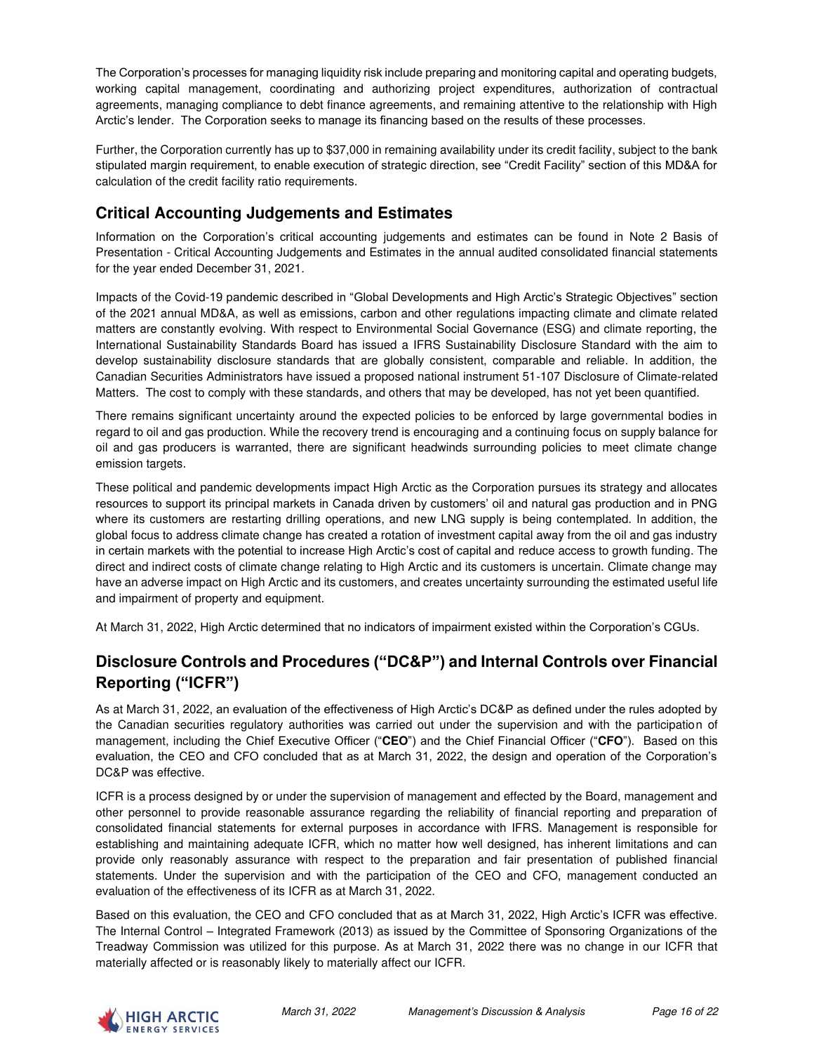The Corporation's processes for managing liquidity risk include preparing and monitoring capital and operating budgets, working capital management, coordinating and authorizing project expenditures, authorization of contractual agreements, managing compliance to debt finance agreements, and remaining attentive to the relationship with High Arctic's lender. The Corporation seeks to manage its financing based on the results of these processes.

Further, the Corporation currently has up to $37,000 in remaining availability under its credit facility, subject to the bank stipulated margin requirement, to enable execution of strategic direction, see "Credit Facility" section of this MD&A for calculation of the credit facility ratio requirements.

## Critical Accounting Judgements and Estimates

Information on the Corporation's critical accounting judgements and estimates can be found in Note 2 Basis of Presentation - Critical Accounting Judgements and Estimates in the annual audited consolidated financial statements for the year ended December 31, 2021.

Impacts of the Covid-19 pandemic described in "Global Developments and High Arctic's Strategic Objectives" section of the 2021 annual MD&A, as well as emissions, carbon and other regulations impacting climate and climate related matters are constantly evolving. With respect to Environmental Social Governance (ESG) and climate reporting, the International Sustainability Standards Board has issued a IFRS Sustainability Disclosure Standard with the aim to develop sustainability disclosure standards that are globally consistent, comparable and reliable. In addition, the Canadian Securities Administrators have issued a proposed national instrument 51-107 Disclosure of Climate-related Matters. The cost to comply with these standards, and others that may be developed, has not yet been quantified.

There remains significant uncertainty around the expected policies to be enforced by large governmental bodies in regard to oil and gas production. While the recovery trend is encouraging and a continuing focus on supply balance for oil and gas producers is warranted, there are significant headwinds surrounding policies to meet climate change emission targets.

These political and pandemic developments impact High Arctic as the Corporation pursues its strategy and allocates resources to support its principal markets in Canada driven by customers' oil and natural gas production and in PNG where its customers are restarting drilling operations, and new LNG supply is being contemplated. In addition, the global focus to address climate change has created a rotation of investment capital away from the oil and gas industry in certain markets with the potential to increase High Arctic's cost of capital and reduce access to growth funding. The direct and indirect costs of climate change relating to High Arctic and its customers is uncertain. Climate change may have an adverse impact on High Arctic and its customers, and creates uncertainty surrounding the estimated useful life and impairment of property and equipment.

At March 31, 2022, High Arctic determined that no indicators of impairment existed within the Corporation's CGUs.

## Disclosure Controls and Procedures ("DC&P") and Internal Controls over Financial Reporting ("ICFR")

As at March 31, 2022, an evaluation of the effectiveness of High Arctic's DC&P as defined under the rules adopted by the Canadian securities regulatory authorities was carried out under the supervision and with the participation of management, including the Chief Executive Officer ("**CEO**") and the Chief Financial Officer ("**CFO**"). Based on this evaluation, the CEO and CFO concluded that as at March 31, 2022, the design and operation of the Corporation's DC&P was effective.

ICFR is a process designed by or under the supervision of management and effected by the Board, management and other personnel to provide reasonable assurance regarding the reliability of financial reporting and preparation of consolidated financial statements for external purposes in accordance with IFRS. Management is responsible for establishing and maintaining adequate ICFR, which no matter how well designed, has inherent limitations and can provide only reasonably assurance with respect to the preparation and fair presentation of published financial statements. Under the supervision and with the participation of the CEO and CFO, management conducted an evaluation of the effectiveness of its ICFR as at March 31, 2022.

Based on this evaluation, the CEO and CFO concluded that as at March 31, 2022, High Arctic's ICFR was effective. The Internal Control – Integrated Framework (2013) as issued by the Committee of Sponsoring Organizations of the Treadway Commission was utilized for this purpose. As at March 31, 2022 there was no change in our ICFR that materially affected or is reasonably likely to materially affect our ICFR.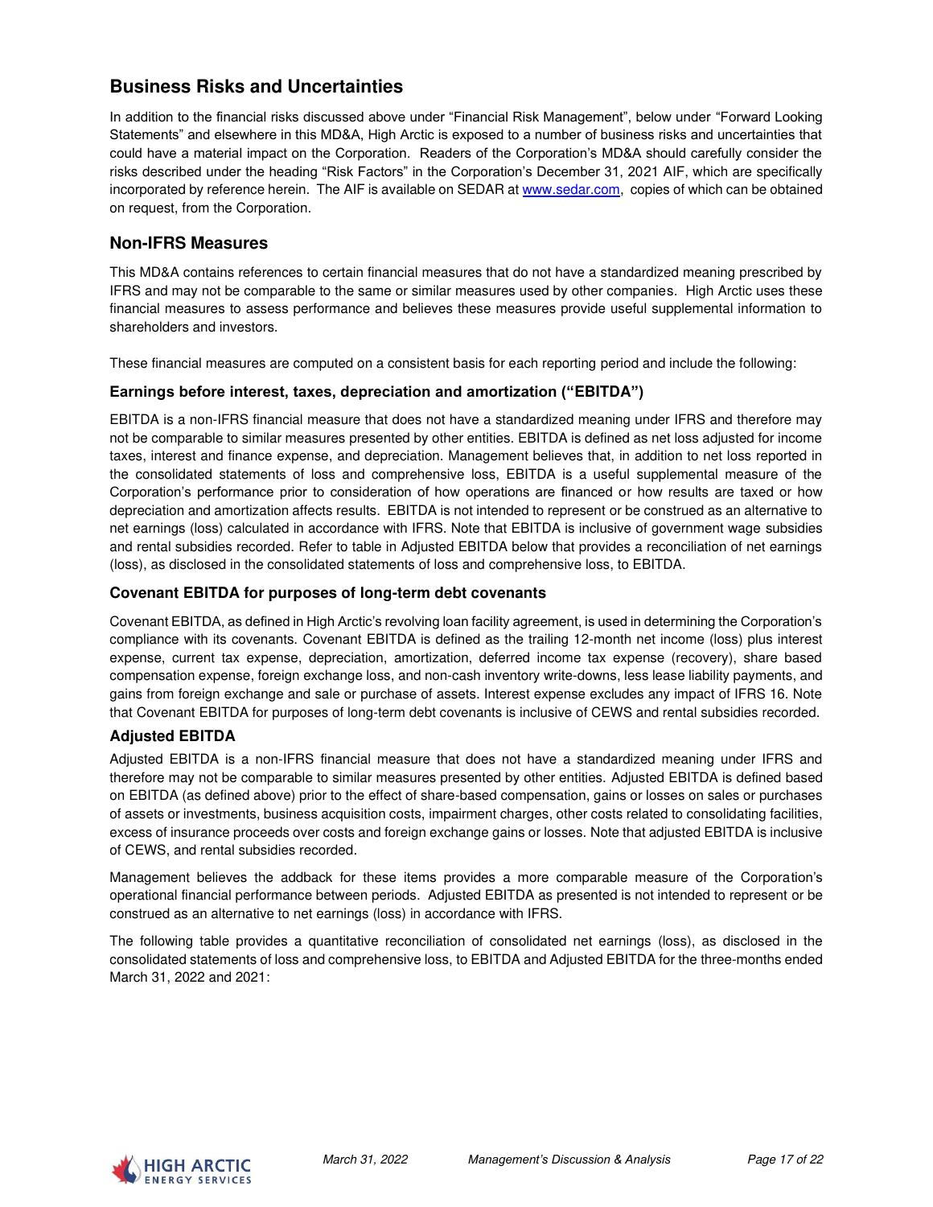## Business Risks and Uncertainties

In addition to the financial risks discussed above under "Financial Risk Management", below under "Forward Looking Statements" and elsewhere in this MD&A, High Arctic is exposed to a number of business risks and uncertainties that could have a material impact on the Corporation. Readers of the Corporation's MD&A should carefully consider the risks described under the heading "Risk Factors" in the Corporation's December 31, 2021 AIF, which are specifically incorporated by reference herein. The AIF is available on SEDAR at www.sedar.com, copies of which can be obtained on request, from the Corporation.

## Non-IFRS Measures

This MD&A contains references to certain financial measures that do not have a standardized meaning prescribed by IFRS and may not be comparable to the same or similar measures used by other companies. High Arctic uses these financial measures to assess performance and believes these measures provide useful supplemental information to shareholders and investors.

These financial measures are computed on a consistent basis for each reporting period and include the following:

### Earnings before interest, taxes, depreciation and amortization ("EBITDA")

EBITDA is a non-IFRS financial measure that does not have a standardized meaning under IFRS and therefore may not be comparable to similar measures presented by other entities. EBITDA is defined as net loss adjusted for income taxes, interest and finance expense, and depreciation. Management believes that, in addition to net loss reported in the consolidated statements of loss and comprehensive loss, EBITDA is a useful supplemental measure of the Corporation's performance prior to consideration of how operations are financed or how results are taxed or how depreciation and amortization affects results. EBITDA is not intended to represent or be construed as an alternative to net earnings (loss) calculated in accordance with IFRS. Note that EBITDA is inclusive of government wage subsidies and rental subsidies recorded. Refer to table in Adjusted EBITDA below that provides a reconciliation of net earnings (loss), as disclosed in the consolidated statements of loss and comprehensive loss, to EBITDA.

### Covenant EBITDA for purposes of long-term debt covenants

Covenant EBITDA, as defined in High Arctic's revolving loan facility agreement, is used in determining the Corporation's compliance with its covenants. Covenant EBITDA is defined as the trailing 12-month net income (loss) plus interest expense, current tax expense, depreciation, amortization, deferred income tax expense (recovery), share based compensation expense, foreign exchange loss, and non-cash inventory write-downs, less lease liability payments, and gains from foreign exchange and sale or purchase of assets. Interest expense excludes any impact of IFRS 16. Note that Covenant EBITDA for purposes of long-term debt covenants is inclusive of CEWS and rental subsidies recorded.

### Adjusted EBITDA

Adjusted EBITDA is a non-IFRS financial measure that does not have a standardized meaning under IFRS and therefore may not be comparable to similar measures presented by other entities. Adjusted EBITDA is defined based on EBITDA (as defined above) prior to the effect of share-based compensation, gains or losses on sales or purchases of assets or investments, business acquisition costs, impairment charges, other costs related to consolidating facilities, excess of insurance proceeds over costs and foreign exchange gains or losses. Note that adjusted EBITDA is inclusive of CEWS, and rental subsidies recorded.

Management believes the addback for these items provides a more comparable measure of the Corporation's operational financial performance between periods. Adjusted EBITDA as presented is not intended to represent or be construed as an alternative to net earnings (loss) in accordance with IFRS.

The following table provides a quantitative reconciliation of consolidated net earnings (loss), as disclosed in the consolidated statements of loss and comprehensive loss, to EBITDA and Adjusted EBITDA for the three-months ended March 31, 2022 and 2021: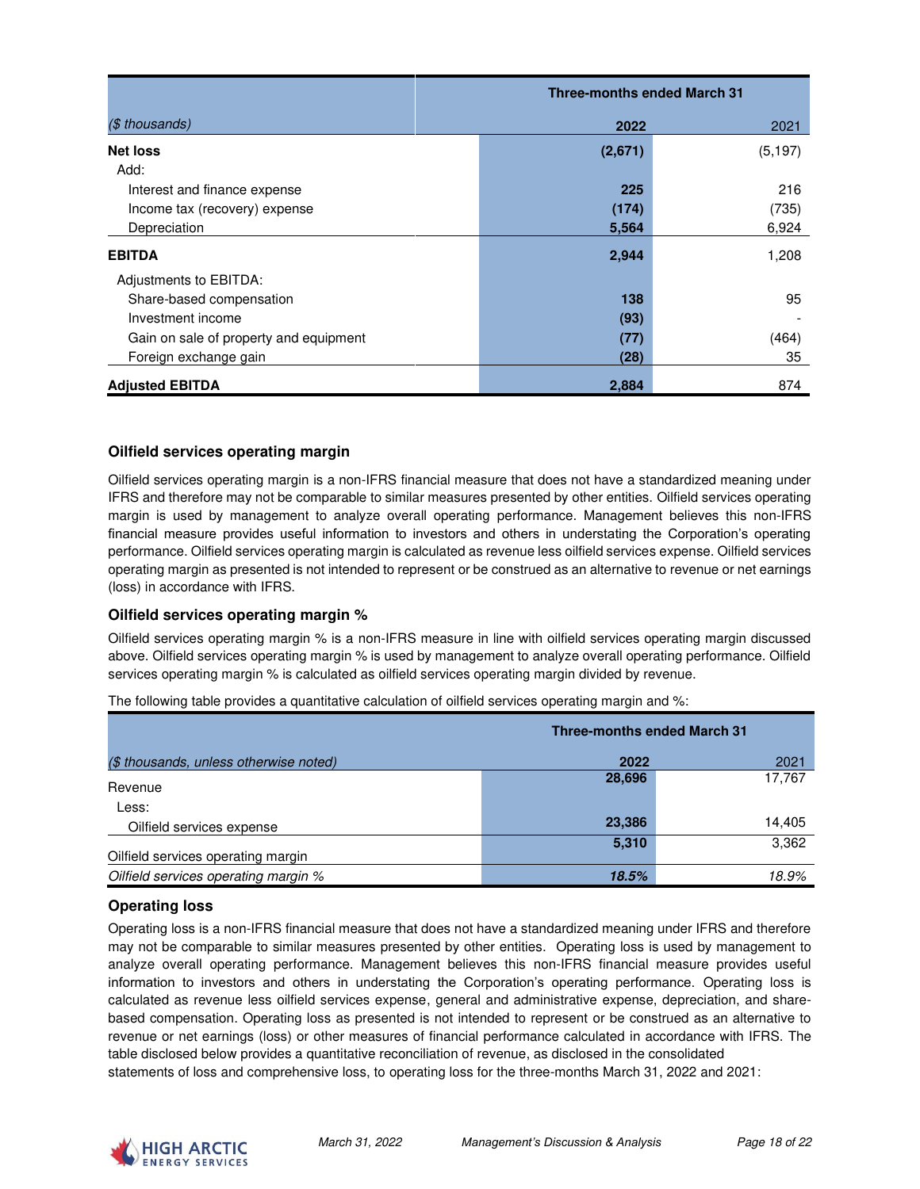| ($ thousands) | Three-months ended March 31 | |
|---|---|---|
| | **2022** | 2021 |
| **Net loss** | **(2,671)** | (5,197) |
| Add: | | |
| Interest and finance expense | **225** | 216 |
| Income tax (recovery) expense | **(174)** | (735) |
| Depreciation | **5,564** | 6,924 |
| **EBITDA** | **2,944** | 1,208 |
| Adjustments to EBITDA: | | |
| Share-based compensation | **138** | 95 |
| Investment income | **(93)** | - |
| Gain on sale of property and equipment | **(77)** | (464) |
| Foreign exchange gain | **(28)** | 35 |
| **Adjusted EBITDA** | **2,884** | 874 |

### Oilfield services operating margin

Oilfield services operating margin is a non-IFRS financial measure that does not have a standardized meaning under IFRS and therefore may not be comparable to similar measures presented by other entities. Oilfield services operating margin is used by management to analyze overall operating performance. Management believes this non-IFRS financial measure provides useful information to investors and others in understanding the Corporation's operating performance. Oilfield services operating margin is calculated as revenue less oilfield services expense. Oilfield services operating margin as presented is not intended to represent or be construed as an alternative to revenue or net earnings (loss) in accordance with IFRS.

### Oilfield services operating margin %

Oilfield services operating margin % is a non-IFRS measure in line with oilfield services operating margin discussed above. Oilfield services operating margin % is used by management to analyze overall operating performance. Oilfield services operating margin % is calculated as oilfield services operating margin divided by revenue.

The following table provides a quantitative calculation of oilfield services operating margin and %:

| *($ thousands, unless otherwise noted)* | Three-months ended March 31 | |
|---|---|---|
| | **2022** | 2021 |
| Revenue | **28,696** | 17,767 |
| Less: | | |
| Oilfield services expense | **23,386** | 14,405 |
| Oilfield services operating margin | **5,310** | 3,362 |
| *Oilfield services operating margin %* | ***18.5%*** | *18.9%* |

### Operating loss

Operating loss is a non-IFRS financial measure that does not have a standardized meaning under IFRS and therefore may not be comparable to similar measures presented by other entities. Operating loss is used by management to analyze overall operating performance. Management believes this non-IFRS financial measure provides useful information to investors and others in understanding the Corporation's operating performance. Operating loss is calculated as revenue less oilfield services expense, general and administrative expense, depreciation, and share-based compensation. Operating loss as presented is not intended to represent or be construed as an alternative to revenue or net earnings (loss) or other measures of financial performance calculated in accordance with IFRS. The table disclosed below provides a quantitative reconciliation of revenue, as disclosed in the consolidated statements of loss and comprehensive loss, to operating loss for the three-months March 31, 2022 and 2021: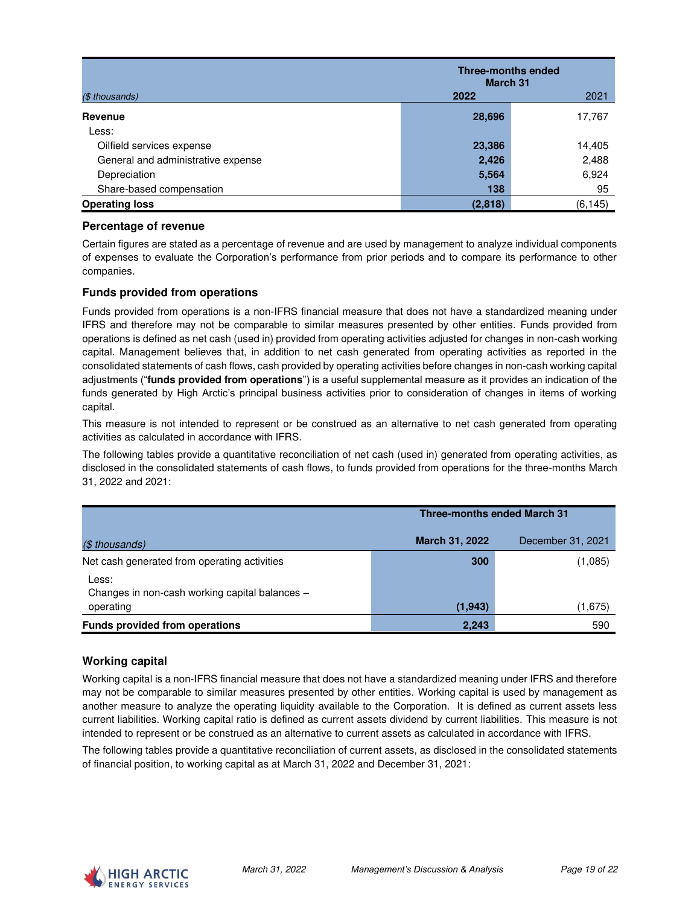| ($ thousands) | Three-months ended March 31 2022 | 2021 |
|---|---|---|
| **Revenue** | **28,696** | 17,767 |
| Less: | | |
| Oilfield services expense | **23,386** | 14,405 |
| General and administrative expense | **2,426** | 2,488 |
| Depreciation | **5,564** | 6,924 |
| Share-based compensation | **138** | 95 |
| **Operating loss** | **(2,818)** | (6,145) |

### Percentage of revenue

Certain figures are stated as a percentage of revenue and are used by management to analyze individual components of expenses to evaluate the Corporation's performance from prior periods and to compare its performance to other companies.

### Funds provided from operations

Funds provided from operations is a non-IFRS financial measure that does not have a standardized meaning under IFRS and therefore may not be comparable to similar measures presented by other entities. Funds provided from operations is defined as net cash (used in) provided from operating activities adjusted for changes in non-cash working capital. Management believes that, in addition to net cash generated from operating activities as reported in the consolidated statements of cash flows, cash provided by operating activities before changes in non-cash working capital adjustments ("**funds provided from operations**") is a useful supplemental measure as it provides an indication of the funds generated by High Arctic's principal business activities prior to consideration of changes in items of working capital.

This measure is not intended to represent or be construed as an alternative to net cash generated from operating activities as calculated in accordance with IFRS.

The following tables provide a quantitative reconciliation of net cash (used in) generated from operating activities, as disclosed in the consolidated statements of cash flows, to funds provided from operations for the three-months March 31, 2022 and 2021:

| ($ thousands) | Three-months ended March 31 March 31, 2022 | December 31, 2021 |
|---|---|---|
| Net cash generated from operating activities | **300** | (1,085) |
| Less:<br>Changes in non-cash working capital balances – operating | **(1,943)** | (1,675) |
| **Funds provided from operations** | **2,243** | 590 |

### Working capital

Working capital is a non-IFRS financial measure that does not have a standardized meaning under IFRS and therefore may not be comparable to similar measures presented by other entities. Working capital is used by management as another measure to analyze the operating liquidity available to the Corporation. It is defined as current assets less current liabilities. Working capital ratio is defined as current assets dividend by current liabilities. This measure is not intended to represent or be construed as an alternative to current assets as calculated in accordance with IFRS.

The following tables provide a quantitative reconciliation of current assets, as disclosed in the consolidated statements of financial position, to working capital as at March 31, 2022 and December 31, 2021: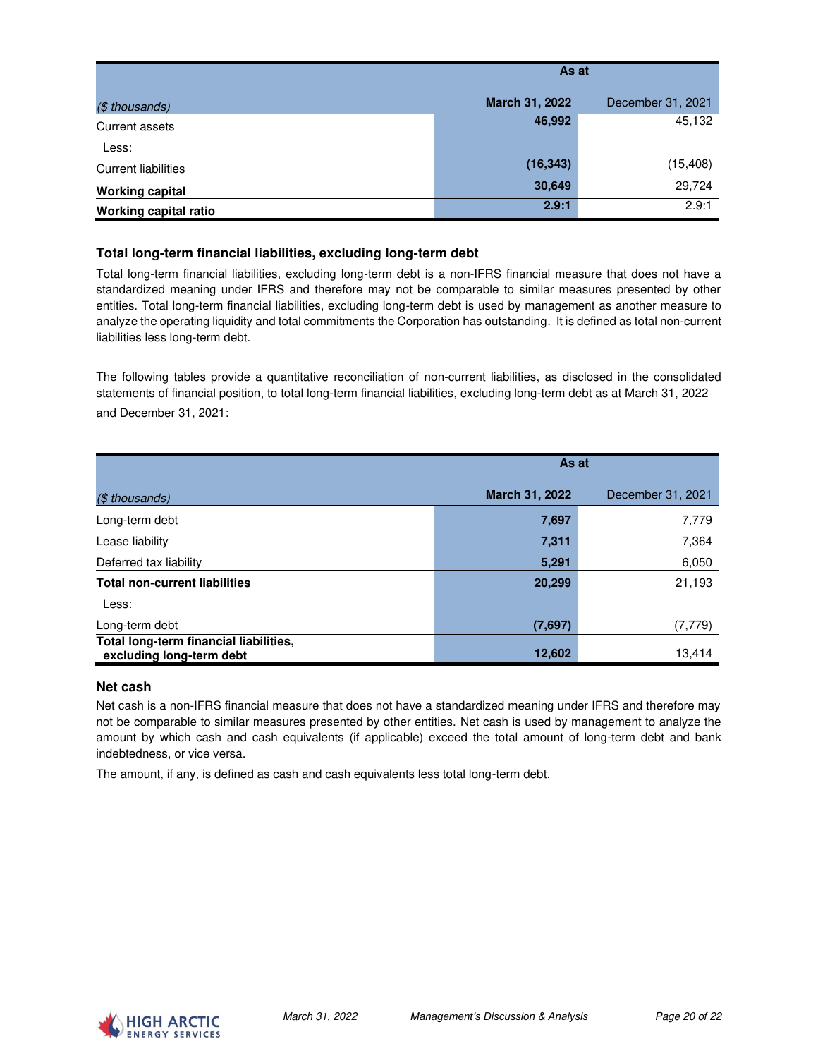| ($ thousands) | As at March 31, 2022 | December 31, 2021 |
|---|---|---|
| Current assets | **46,992** | 45,132 |
| Less: | | |
| Current liabilities | **(16,343)** | (15,408) |
| **Working capital** | **30,649** | 29,724 |
| **Working capital ratio** | **2.9:1** | 2.9:1 |

### Total long-term financial liabilities, excluding long-term debt

Total long-term financial liabilities, excluding long-term debt is a non-IFRS financial measure that does not have a standardized meaning under IFRS and therefore may not be comparable to similar measures presented by other entities. Total long-term financial liabilities, excluding long-term debt is used by management as another measure to analyze the operating liquidity and total commitments the Corporation has outstanding. It is defined as total non-current liabilities less long-term debt.

The following tables provide a quantitative reconciliation of non-current liabilities, as disclosed in the consolidated statements of financial position, to total long-term financial liabilities, excluding long-term debt as at March 31, 2022 and December 31, 2021:

| ($ thousands) | As at March 31, 2022 | December 31, 2021 |
|---|---|---|
| Long-term debt | **7,697** | 7,779 |
| Lease liability | **7,311** | 7,364 |
| Deferred tax liability | **5,291** | 6,050 |
| **Total non-current liabilities** | **20,299** | 21,193 |
| Less: | | |
| Long-term debt | **(7,697)** | (7,779) |
| **Total long-term financial liabilities, excluding long-term debt** | **12,602** | 13,414 |

### Net cash

Net cash is a non-IFRS financial measure that does not have a standardized meaning under IFRS and therefore may not be comparable to similar measures presented by other entities. Net cash is used by management to analyze the amount by which cash and cash equivalents (if applicable) exceed the total amount of long-term debt and bank indebtedness, or vice versa.

The amount, if any, is defined as cash and cash equivalents less total long-term debt.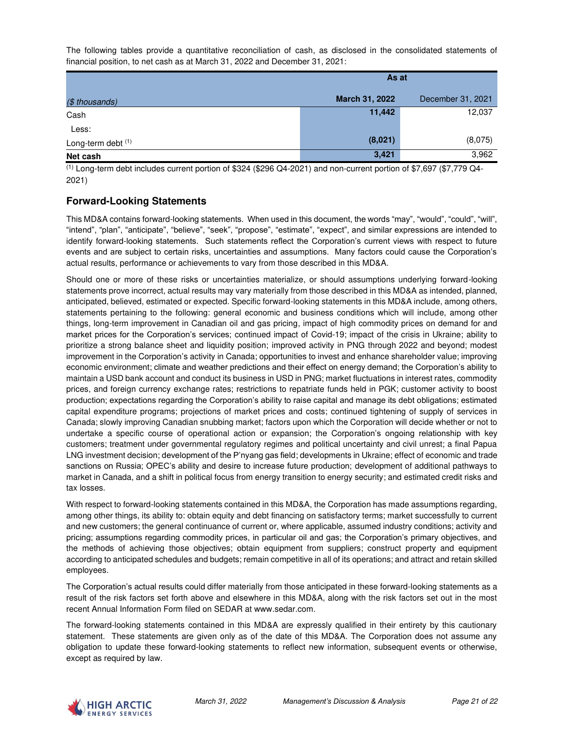The following tables provide a quantitative reconciliation of cash, as disclosed in the consolidated statements of financial position, to net cash as at March 31, 2022 and December 31, 2021:

| | As at | |
|---|---|---|
| *($ thousands)* | **March 31, 2022** | December 31, 2021 |
| Cash | **11,442** | 12,037 |
| Less: | | |
| Long-term debt [(1)] | **(8,021)** | (8,075) |
| **Net cash** | **3,421** | 3,962 |

[(1)] Long-term debt includes current portion of $324 ($296 Q4-2021) and non-current portion of $7,697 ($7,779 Q4-2021)

## Forward-Looking Statements

This MD&A contains forward-looking statements. When used in this document, the words “may”, “would”, “could”, “will”, “intend”, “plan”, “anticipate”, “believe”, “seek”, “propose”, “estimate”, “expect”, and similar expressions are intended to identify forward-looking statements. Such statements reflect the Corporation’s current views with respect to future events and are subject to certain risks, uncertainties and assumptions. Many factors could cause the Corporation’s actual results, performance or achievements to vary from those described in this MD&A.

Should one or more of these risks or uncertainties materialize, or should assumptions underlying forward-looking statements prove incorrect, actual results may vary materially from those described in this MD&A as intended, planned, anticipated, believed, estimated or expected. Specific forward-looking statements in this MD&A include, among others, statements pertaining to the following: general economic and business conditions which will include, among other things, long-term improvement in Canadian oil and gas pricing, impact of high commodity prices on demand for and market prices for the Corporation’s services; continued impact of Covid-19; impact of the crisis in Ukraine; ability to prioritize a strong balance sheet and liquidity position; improved activity in PNG through 2022 and beyond; modest improvement in the Corporation’s activity in Canada; opportunities to invest and enhance shareholder value; improving economic environment; climate and weather predictions and their effect on energy demand; the Corporation’s ability to maintain a USD bank account and conduct its business in USD in PNG; market fluctuations in interest rates, commodity prices, and foreign currency exchange rates; restrictions to repatriate funds held in PGK; customer activity to boost production; expectations regarding the Corporation’s ability to raise capital and manage its debt obligations; estimated capital expenditure programs; projections of market prices and costs; continued tightening of supply of services in Canada; slowly improving Canadian snubbing market; factors upon which the Corporation will decide whether or not to undertake a specific course of operational action or expansion; the Corporation’s ongoing relationship with key customers; treatment under governmental regulatory regimes and political uncertainty and civil unrest; a final Papua LNG investment decision; development of the P’nyang gas field; developments in Ukraine; effect of economic and trade sanctions on Russia; OPEC’s ability and desire to increase future production; development of additional pathways to market in Canada, and a shift in political focus from energy transition to energy security; and estimated credit risks and tax losses.

With respect to forward-looking statements contained in this MD&A, the Corporation has made assumptions regarding, among other things, its ability to: obtain equity and debt financing on satisfactory terms; market successfully to current and new customers; the general continuance of current or, where applicable, assumed industry conditions; activity and pricing; assumptions regarding commodity prices, in particular oil and gas; the Corporation’s primary objectives, and the methods of achieving those objectives; obtain equipment from suppliers; construct property and equipment according to anticipated schedules and budgets; remain competitive in all of its operations; and attract and retain skilled employees.

The Corporation’s actual results could differ materially from those anticipated in these forward-looking statements as a result of the risk factors set forth above and elsewhere in this MD&A, along with the risk factors set out in the most recent Annual Information Form filed on SEDAR at www.sedar.com.

The forward-looking statements contained in this MD&A are expressly qualified in their entirety by this cautionary statement. These statements are given only as of the date of this MD&A. The Corporation does not assume any obligation to update these forward-looking statements to reflect new information, subsequent events or otherwise, except as required by law.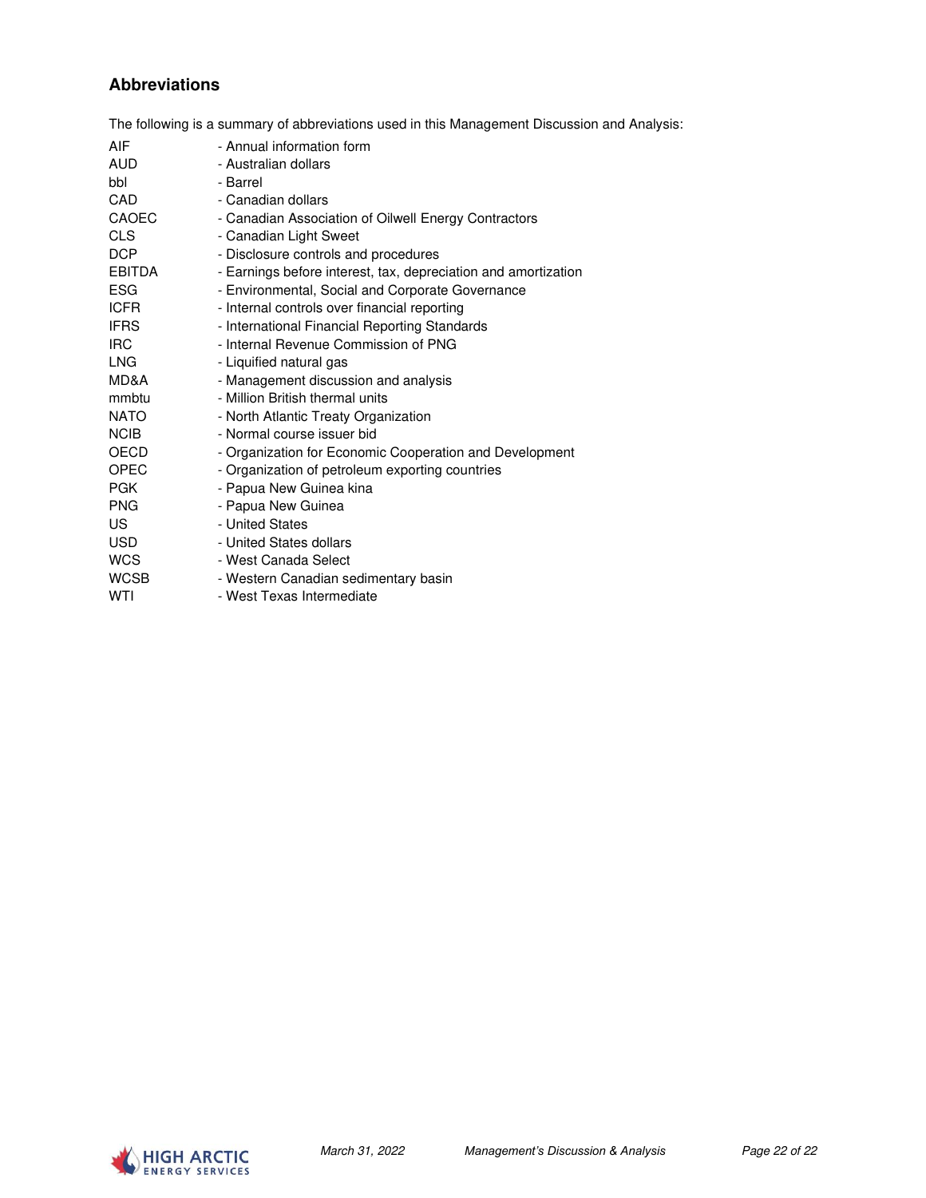## Abbreviations

The following is a summary of abbreviations used in this Management Discussion and Analysis:

| | |
|---|---|
| AIF | - Annual information form |
| AUD | - Australian dollars |
| bbl | - Barrel |
| CAD | - Canadian dollars |
| CAOEC | - Canadian Association of Oilwell Energy Contractors |
| CLS | - Canadian Light Sweet |
| DCP | - Disclosure controls and procedures |
| EBITDA | - Earnings before interest, tax, depreciation and amortization |
| ESG | - Environmental, Social and Corporate Governance |
| ICFR | - Internal controls over financial reporting |
| IFRS | - International Financial Reporting Standards |
| IRC | - Internal Revenue Commission of PNG |
| LNG | - Liquified natural gas |
| MD&A | - Management discussion and analysis |
| mmbtu | - Million British thermal units |
| NATO | - North Atlantic Treaty Organization |
| NCIB | - Normal course issuer bid |
| OECD | - Organization for Economic Cooperation and Development |
| OPEC | - Organization of petroleum exporting countries |
| PGK | - Papua New Guinea kina |
| PNG | - Papua New Guinea |
| US | - United States |
| USD | - United States dollars |
| WCS | - West Canada Select |
| WCSB | - Western Canadian sedimentary basin |
| WTI | - West Texas Intermediate |